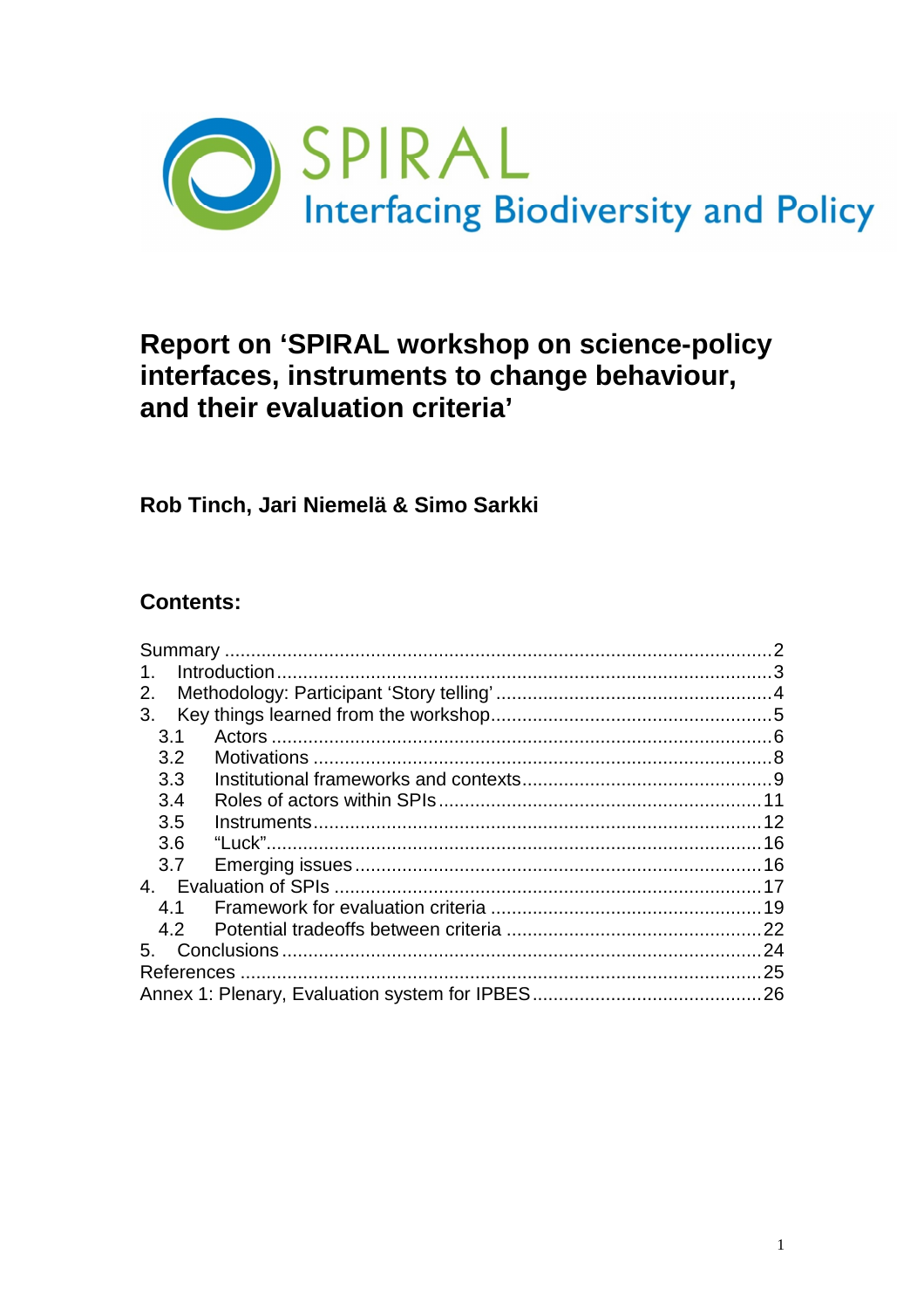SPIRAL

Interfacing Biodiversity and Policy

# Report on 'SPIRAL workshop on science-policy interfaces, instruments to change behaviour, and their evaluation criteria'

**Rob Tinch, Jari Niemelä & Simo Sarkki**

## Contents:

- Summary ........ 2
- 1. Introduction ........ 3
- 2. Methodology: Participant 'Story telling' ........ 4
- 3. Key things learned from the workshop ........ 5
  - 3.1 Actors ........ 6
  - 3.2 Motivations ........ 8
  - 3.3 Institutional frameworks and contexts ........ 9
  - 3.4 Roles of actors within SPIs ........ 11
  - 3.5 Instruments ........ 12
  - 3.6 "Luck" ........ 16
  - 3.7 Emerging issues ........ 16
- 4. Evaluation of SPIs ........ 17
  - 4.1 Framework for evaluation criteria ........ 19
  - 4.2 Potential tradeoffs between criteria ........ 22
- 5. Conclusions ........ 24
- References ........ 25
- Annex 1: Plenary, Evaluation system for IPBES ........ 26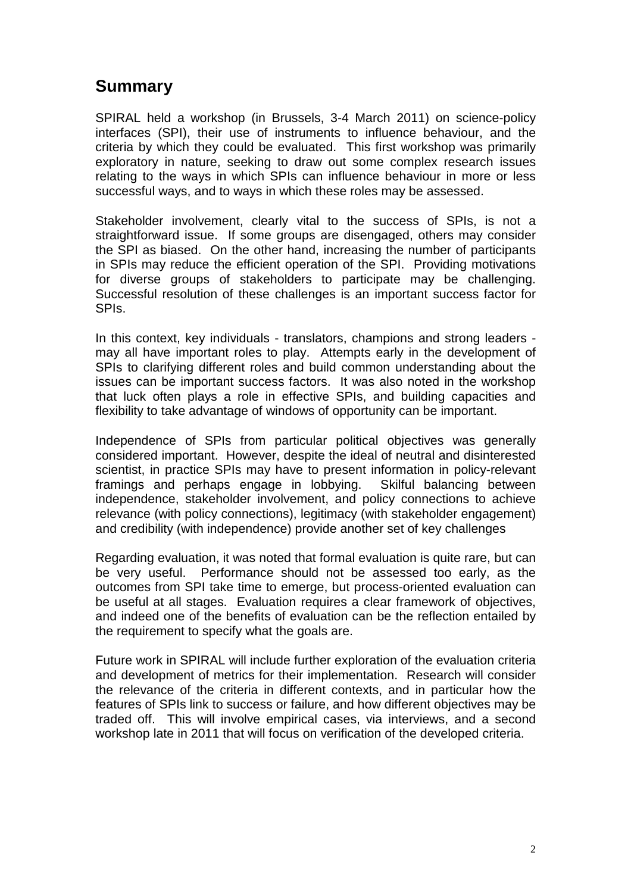## Summary

SPIRAL held a workshop (in Brussels, 3-4 March 2011) on science-policy interfaces (SPI), their use of instruments to influence behaviour, and the criteria by which they could be evaluated. This first workshop was primarily exploratory in nature, seeking to draw out some complex research issues relating to the ways in which SPIs can influence behaviour in more or less successful ways, and to ways in which these roles may be assessed.

Stakeholder involvement, clearly vital to the success of SPIs, is not a straightforward issue. If some groups are disengaged, others may consider the SPI as biased. On the other hand, increasing the number of participants in SPIs may reduce the efficient operation of the SPI. Providing motivations for diverse groups of stakeholders to participate may be challenging. Successful resolution of these challenges is an important success factor for SPIs.

In this context, key individuals - translators, champions and strong leaders - may all have important roles to play. Attempts early in the development of SPIs to clarifying different roles and build common understanding about the issues can be important success factors. It was also noted in the workshop that luck often plays a role in effective SPIs, and building capacities and flexibility to take advantage of windows of opportunity can be important.

Independence of SPIs from particular political objectives was generally considered important. However, despite the ideal of neutral and disinterested scientist, in practice SPIs may have to present information in policy-relevant framings and perhaps engage in lobbying. Skilful balancing between independence, stakeholder involvement, and policy connections to achieve relevance (with policy connections), legitimacy (with stakeholder engagement) and credibility (with independence) provide another set of key challenges

Regarding evaluation, it was noted that formal evaluation is quite rare, but can be very useful. Performance should not be assessed too early, as the outcomes from SPI take time to emerge, but process-oriented evaluation can be useful at all stages. Evaluation requires a clear framework of objectives, and indeed one of the benefits of evaluation can be the reflection entailed by the requirement to specify what the goals are.

Future work in SPIRAL will include further exploration of the evaluation criteria and development of metrics for their implementation. Research will consider the relevance of the criteria in different contexts, and in particular how the features of SPIs link to success or failure, and how different objectives may be traded off. This will involve empirical cases, via interviews, and a second workshop late in 2011 that will focus on verification of the developed criteria.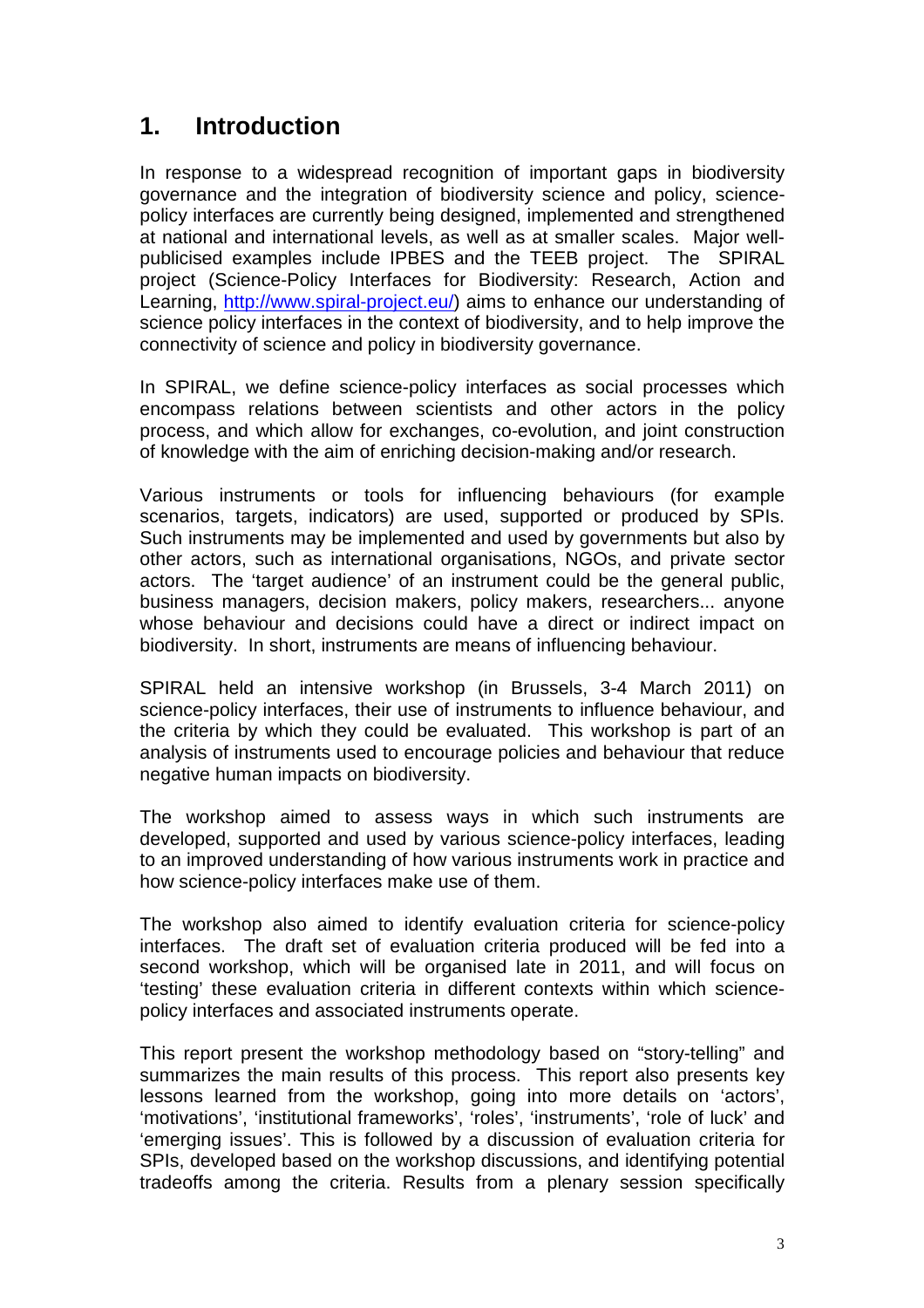# 1. Introduction

In response to a widespread recognition of important gaps in biodiversity governance and the integration of biodiversity science and policy, science-policy interfaces are currently being designed, implemented and strengthened at national and international levels, as well as at smaller scales. Major well-publicised examples include IPBES and the TEEB project. The SPIRAL project (Science-Policy Interfaces for Biodiversity: Research, Action and Learning, http://www.spiral-project.eu/) aims to enhance our understanding of science policy interfaces in the context of biodiversity, and to help improve the connectivity of science and policy in biodiversity governance.

In SPIRAL, we define science-policy interfaces as social processes which encompass relations between scientists and other actors in the policy process, and which allow for exchanges, co-evolution, and joint construction of knowledge with the aim of enriching decision-making and/or research.

Various instruments or tools for influencing behaviours (for example scenarios, targets, indicators) are used, supported or produced by SPIs. Such instruments may be implemented and used by governments but also by other actors, such as international organisations, NGOs, and private sector actors. The 'target audience' of an instrument could be the general public, business managers, decision makers, policy makers, researchers... anyone whose behaviour and decisions could have a direct or indirect impact on biodiversity. In short, instruments are means of influencing behaviour.

SPIRAL held an intensive workshop (in Brussels, 3-4 March 2011) on science-policy interfaces, their use of instruments to influence behaviour, and the criteria by which they could be evaluated. This workshop is part of an analysis of instruments used to encourage policies and behaviour that reduce negative human impacts on biodiversity.

The workshop aimed to assess ways in which such instruments are developed, supported and used by various science-policy interfaces, leading to an improved understanding of how various instruments work in practice and how science-policy interfaces make use of them.

The workshop also aimed to identify evaluation criteria for science-policy interfaces. The draft set of evaluation criteria produced will be fed into a second workshop, which will be organised late in 2011, and will focus on 'testing' these evaluation criteria in different contexts within which science-policy interfaces and associated instruments operate.

This report present the workshop methodology based on "story-telling" and summarizes the main results of this process. This report also presents key lessons learned from the workshop, going into more details on 'actors', 'motivations', 'institutional frameworks', 'roles', 'instruments', 'role of luck' and 'emerging issues'. This is followed by a discussion of evaluation criteria for SPIs, developed based on the workshop discussions, and identifying potential tradeoffs among the criteria. Results from a plenary session specifically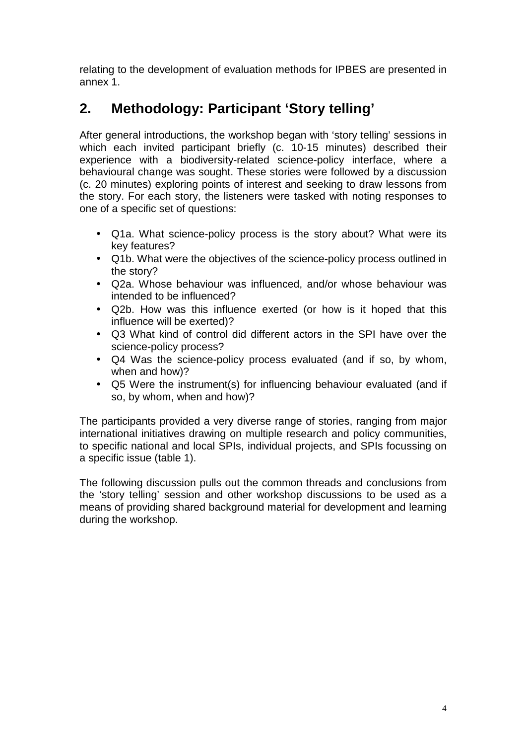relating to the development of evaluation methods for IPBES are presented in annex 1.

## 2. Methodology: Participant 'Story telling'

After general introductions, the workshop began with 'story telling' sessions in which each invited participant briefly (c. 10-15 minutes) described their experience with a biodiversity-related science-policy interface, where a behavioural change was sought. These stories were followed by a discussion (c. 20 minutes) exploring points of interest and seeking to draw lessons from the story. For each story, the listeners were tasked with noting responses to one of a specific set of questions:

- Q1a. What science-policy process is the story about? What were its key features?
- Q1b. What were the objectives of the science-policy process outlined in the story?
- Q2a. Whose behaviour was influenced, and/or whose behaviour was intended to be influenced?
- Q2b. How was this influence exerted (or how is it hoped that this influence will be exerted)?
- Q3 What kind of control did different actors in the SPI have over the science-policy process?
- Q4 Was the science-policy process evaluated (and if so, by whom, when and how)?
- Q5 Were the instrument(s) for influencing behaviour evaluated (and if so, by whom, when and how)?

The participants provided a very diverse range of stories, ranging from major international initiatives drawing on multiple research and policy communities, to specific national and local SPIs, individual projects, and SPIs focussing on a specific issue (table 1).

The following discussion pulls out the common threads and conclusions from the 'story telling' session and other workshop discussions to be used as a means of providing shared background material for development and learning during the workshop.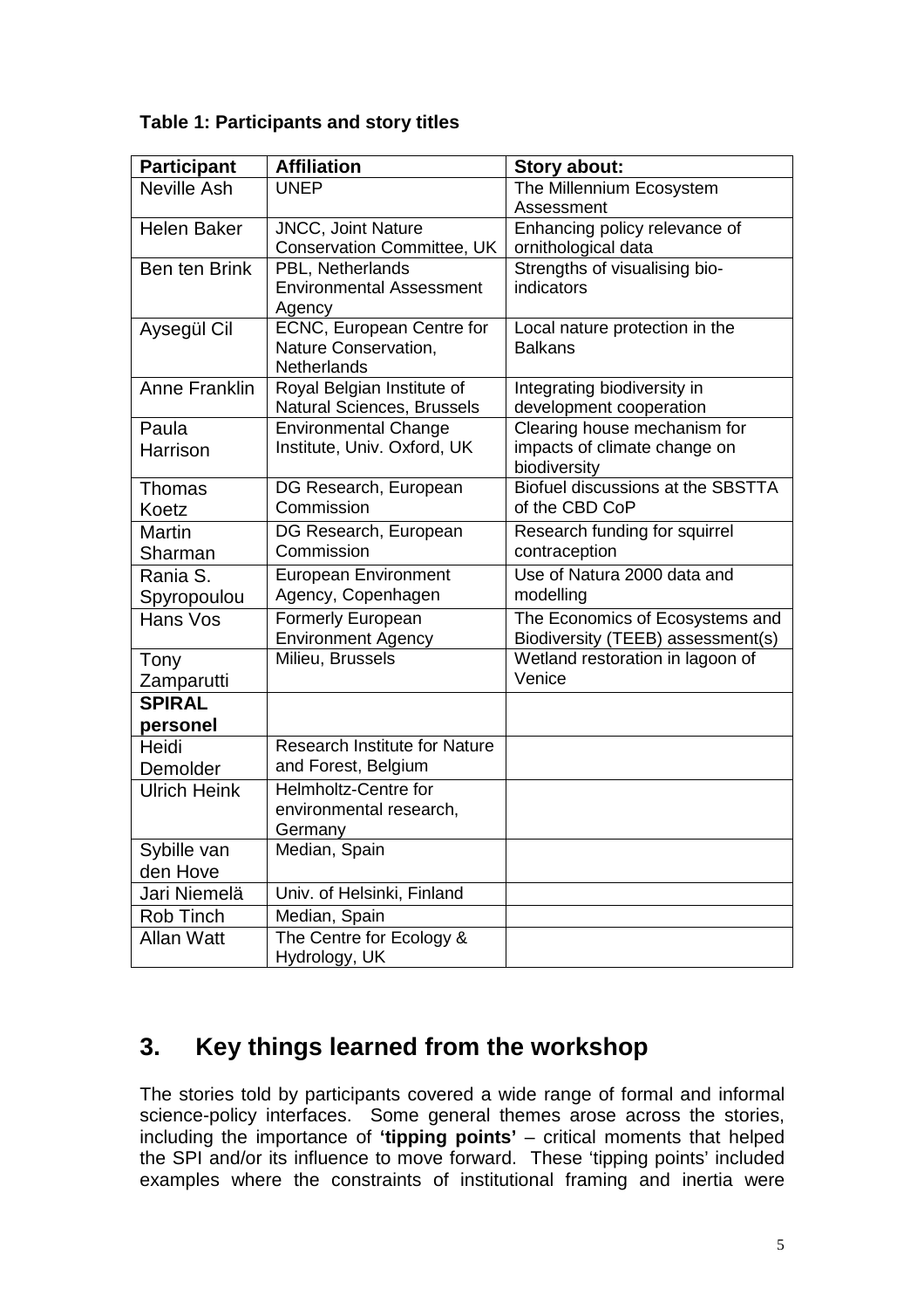**Table 1: Participants and story titles**

| Participant | Affiliation | Story about: |
| --- | --- | --- |
| Neville Ash | UNEP | The Millennium Ecosystem Assessment |
| Helen Baker | JNCC, Joint Nature Conservation Committee, UK | Enhancing policy relevance of ornithological data |
| Ben ten Brink | PBL, Netherlands Environmental Assessment Agency | Strengths of visualising bio-indicators |
| Aysegül Cil | ECNC, European Centre for Nature Conservation, Netherlands | Local nature protection in the Balkans |
| Anne Franklin | Royal Belgian Institute of Natural Sciences, Brussels | Integrating biodiversity in development cooperation |
| Paula Harrison | Environmental Change Institute, Univ. Oxford, UK | Clearing house mechanism for impacts of climate change on biodiversity |
| Thomas Koetz | DG Research, European Commission | Biofuel discussions at the SBSTTA of the CBD CoP |
| Martin Sharman | DG Research, European Commission | Research funding for squirrel contraception |
| Rania S. Spyropoulou | European Environment Agency, Copenhagen | Use of Natura 2000 data and modelling |
| Hans Vos | Formerly European Environment Agency | The Economics of Ecosystems and Biodiversity (TEEB) assessment(s) |
| Tony Zamparutti | Milieu, Brussels | Wetland restoration in lagoon of Venice |
| **SPIRAL personel** | | |
| Heidi Demolder | Research Institute for Nature and Forest, Belgium | |
| Ulrich Heink | Helmholtz-Centre for environmental research, Germany | |
| Sybille van den Hove | Median, Spain | |
| Jari Niemelä | Univ. of Helsinki, Finland | |
| Rob Tinch | Median, Spain | |
| Allan Watt | The Centre for Ecology & Hydrology, UK | |

## 3. Key things learned from the workshop

The stories told by participants covered a wide range of formal and informal science-policy interfaces. Some general themes arose across the stories, including the importance of **'tipping points'** – critical moments that helped the SPI and/or its influence to move forward. These 'tipping points' included examples where the constraints of institutional framing and inertia were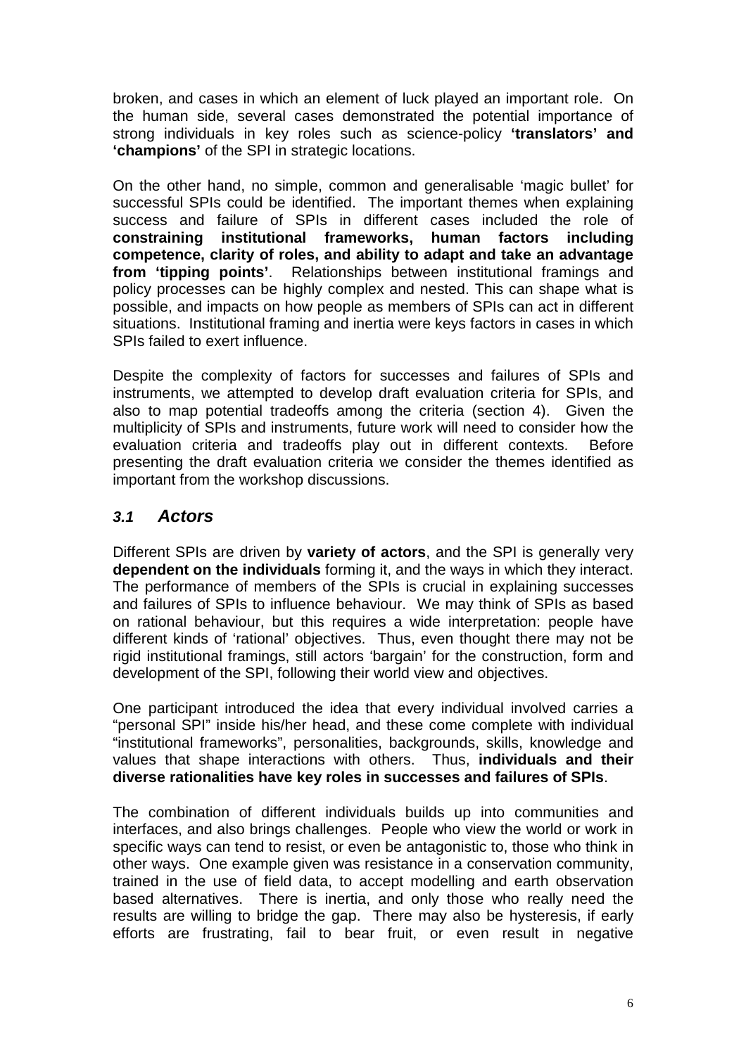broken, and cases in which an element of luck played an important role. On the human side, several cases demonstrated the potential importance of strong individuals in key roles such as science-policy **'translators' and 'champions'** of the SPI in strategic locations.

On the other hand, no simple, common and generalisable 'magic bullet' for successful SPIs could be identified. The important themes when explaining success and failure of SPIs in different cases included the role of **constraining institutional frameworks, human factors including competence, clarity of roles, and ability to adapt and take an advantage from 'tipping points'**. Relationships between institutional framings and policy processes can be highly complex and nested. This can shape what is possible, and impacts on how people as members of SPIs can act in different situations. Institutional framing and inertia were keys factors in cases in which SPIs failed to exert influence.

Despite the complexity of factors for successes and failures of SPIs and instruments, we attempted to develop draft evaluation criteria for SPIs, and also to map potential tradeoffs among the criteria (section 4). Given the multiplicity of SPIs and instruments, future work will need to consider how the evaluation criteria and tradeoffs play out in different contexts. Before presenting the draft evaluation criteria we consider the themes identified as important from the workshop discussions.

## *3.1 Actors*

Different SPIs are driven by **variety of actors**, and the SPI is generally very **dependent on the individuals** forming it, and the ways in which they interact. The performance of members of the SPIs is crucial in explaining successes and failures of SPIs to influence behaviour. We may think of SPIs as based on rational behaviour, but this requires a wide interpretation: people have different kinds of 'rational' objectives. Thus, even thought there may not be rigid institutional framings, still actors 'bargain' for the construction, form and development of the SPI, following their world view and objectives.

One participant introduced the idea that every individual involved carries a "personal SPI" inside his/her head, and these come complete with individual "institutional frameworks", personalities, backgrounds, skills, knowledge and values that shape interactions with others. Thus, **individuals and their diverse rationalities have key roles in successes and failures of SPIs**.

The combination of different individuals builds up into communities and interfaces, and also brings challenges. People who view the world or work in specific ways can tend to resist, or even be antagonistic to, those who think in other ways. One example given was resistance in a conservation community, trained in the use of field data, to accept modelling and earth observation based alternatives. There is inertia, and only those who really need the results are willing to bridge the gap. There may also be hysteresis, if early efforts are frustrating, fail to bear fruit, or even result in negative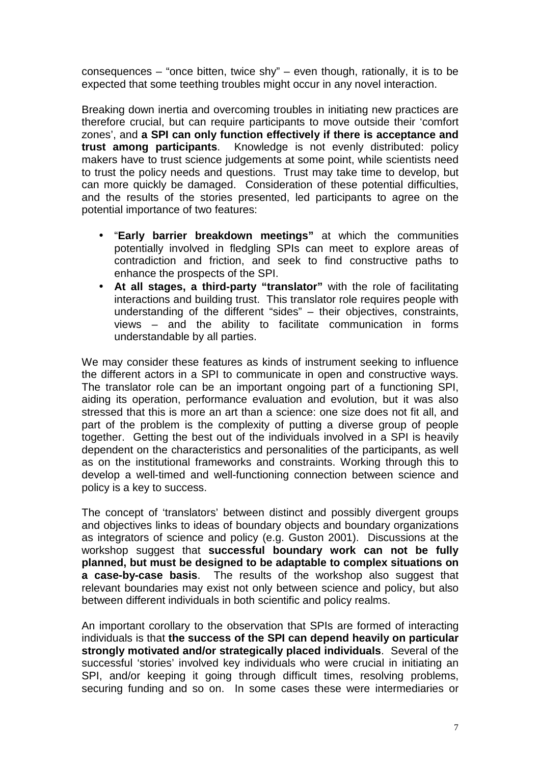consequences – "once bitten, twice shy" – even though, rationally, it is to be expected that some teething troubles might occur in any novel interaction.

Breaking down inertia and overcoming troubles in initiating new practices are therefore crucial, but can require participants to move outside their 'comfort zones', and **a SPI can only function effectively if there is acceptance and trust among participants**. Knowledge is not evenly distributed: policy makers have to trust science judgements at some point, while scientists need to trust the policy needs and questions. Trust may take time to develop, but can more quickly be damaged. Consideration of these potential difficulties, and the results of the stories presented, led participants to agree on the potential importance of two features:

- "**Early barrier breakdown meetings"** at which the communities potentially involved in fledgling SPIs can meet to explore areas of contradiction and friction, and seek to find constructive paths to enhance the prospects of the SPI.
- **At all stages, a third-party "translator"** with the role of facilitating interactions and building trust. This translator role requires people with understanding of the different "sides" – their objectives, constraints, views – and the ability to facilitate communication in forms understandable by all parties.

We may consider these features as kinds of instrument seeking to influence the different actors in a SPI to communicate in open and constructive ways. The translator role can be an important ongoing part of a functioning SPI, aiding its operation, performance evaluation and evolution, but it was also stressed that this is more an art than a science: one size does not fit all, and part of the problem is the complexity of putting a diverse group of people together. Getting the best out of the individuals involved in a SPI is heavily dependent on the characteristics and personalities of the participants, as well as on the institutional frameworks and constraints. Working through this to develop a well-timed and well-functioning connection between science and policy is a key to success.

The concept of 'translators' between distinct and possibly divergent groups and objectives links to ideas of boundary objects and boundary organizations as integrators of science and policy (e.g. Guston 2001). Discussions at the workshop suggest that **successful boundary work can not be fully planned, but must be designed to be adaptable to complex situations on a case-by-case basis**. The results of the workshop also suggest that relevant boundaries may exist not only between science and policy, but also between different individuals in both scientific and policy realms.

An important corollary to the observation that SPIs are formed of interacting individuals is that **the success of the SPI can depend heavily on particular strongly motivated and/or strategically placed individuals**. Several of the successful 'stories' involved key individuals who were crucial in initiating an SPI, and/or keeping it going through difficult times, resolving problems, securing funding and so on. In some cases these were intermediaries or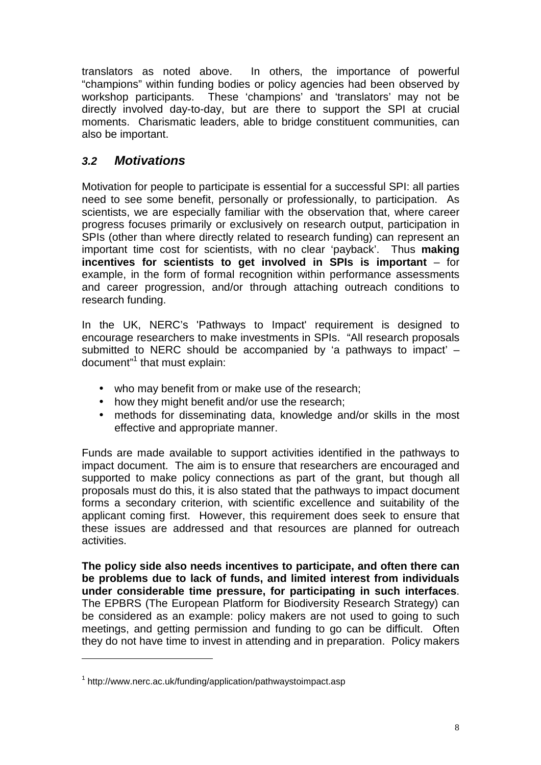translators as noted above. In others, the importance of powerful "champions" within funding bodies or policy agencies had been observed by workshop participants. These 'champions' and 'translators' may not be directly involved day-to-day, but are there to support the SPI at crucial moments. Charismatic leaders, able to bridge constituent communities, can also be important.

## *3.2 Motivations*

Motivation for people to participate is essential for a successful SPI: all parties need to see some benefit, personally or professionally, to participation. As scientists, we are especially familiar with the observation that, where career progress focuses primarily or exclusively on research output, participation in SPIs (other than where directly related to research funding) can represent an important time cost for scientists, with no clear 'payback'. Thus **making incentives for scientists to get involved in SPIs is important** – for example, in the form of formal recognition within performance assessments and career progression, and/or through attaching outreach conditions to research funding.

In the UK, NERC's 'Pathways to Impact' requirement is designed to encourage researchers to make investments in SPIs. "All research proposals submitted to NERC should be accompanied by 'a pathways to impact' – document"[1] that must explain:

- who may benefit from or make use of the research;
- how they might benefit and/or use the research;
- methods for disseminating data, knowledge and/or skills in the most effective and appropriate manner.

Funds are made available to support activities identified in the pathways to impact document. The aim is to ensure that researchers are encouraged and supported to make policy connections as part of the grant, but though all proposals must do this, it is also stated that the pathways to impact document forms a secondary criterion, with scientific excellence and suitability of the applicant coming first. However, this requirement does seek to ensure that these issues are addressed and that resources are planned for outreach activities.

**The policy side also needs incentives to participate, and often there can be problems due to lack of funds, and limited interest from individuals under considerable time pressure, for participating in such interfaces**. The EPBRS (The European Platform for Biodiversity Research Strategy) can be considered as an example: policy makers are not used to going to such meetings, and getting permission and funding to go can be difficult. Often they do not have time to invest in attending and in preparation. Policy makers

[1] http://www.nerc.ac.uk/funding/application/pathwaystoimpact.asp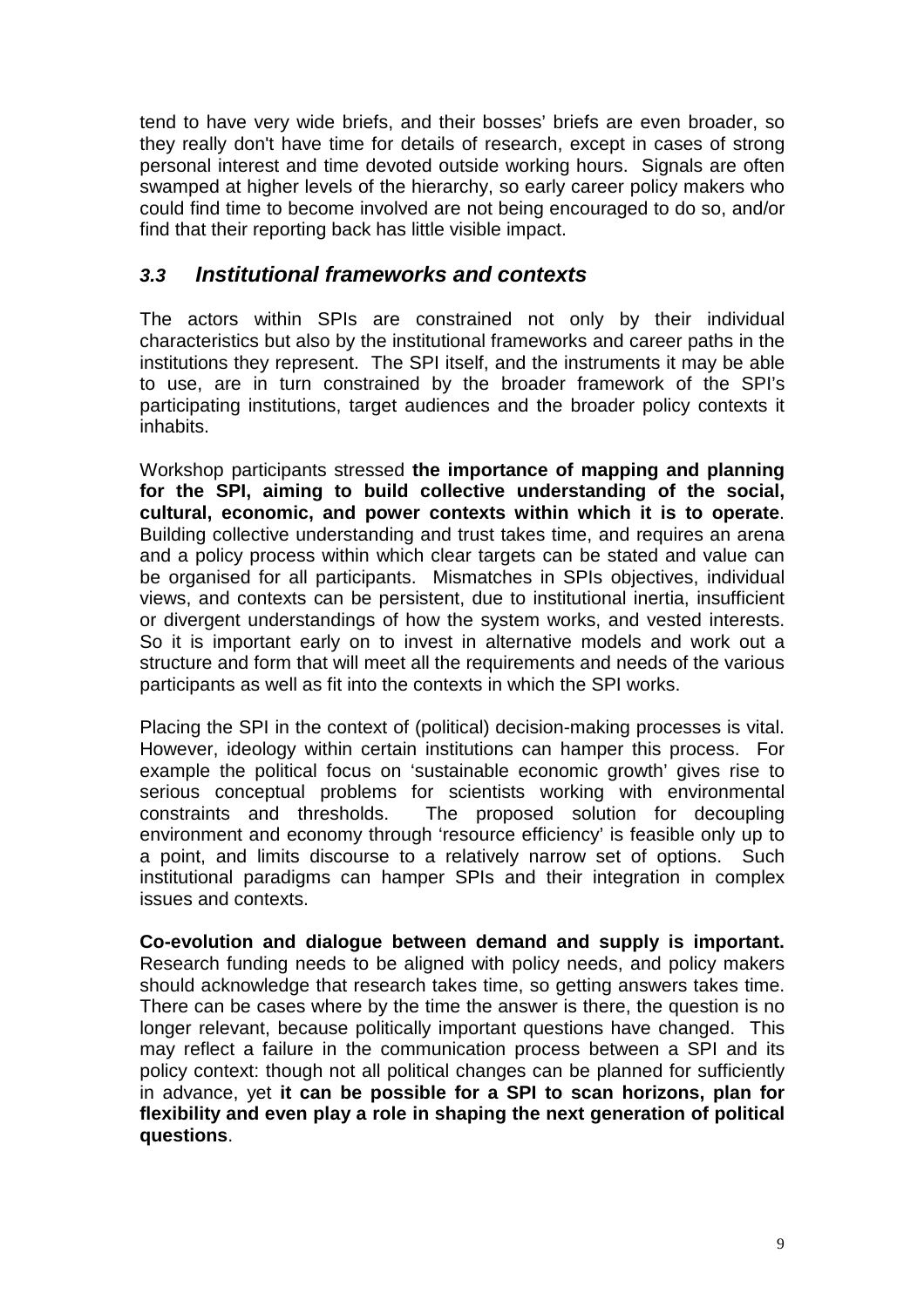tend to have very wide briefs, and their bosses' briefs are even broader, so they really don't have time for details of research, except in cases of strong personal interest and time devoted outside working hours. Signals are often swamped at higher levels of the hierarchy, so early career policy makers who could find time to become involved are not being encouraged to do so, and/or find that their reporting back has little visible impact.

### *3.3 Institutional frameworks and contexts*

The actors within SPIs are constrained not only by their individual characteristics but also by the institutional frameworks and career paths in the institutions they represent. The SPI itself, and the instruments it may be able to use, are in turn constrained by the broader framework of the SPI's participating institutions, target audiences and the broader policy contexts it inhabits.

Workshop participants stressed **the importance of mapping and planning for the SPI, aiming to build collective understanding of the social, cultural, economic, and power contexts within which it is to operate**. Building collective understanding and trust takes time, and requires an arena and a policy process within which clear targets can be stated and value can be organised for all participants. Mismatches in SPIs objectives, individual views, and contexts can be persistent, due to institutional inertia, insufficient or divergent understandings of how the system works, and vested interests. So it is important early on to invest in alternative models and work out a structure and form that will meet all the requirements and needs of the various participants as well as fit into the contexts in which the SPI works.

Placing the SPI in the context of (political) decision-making processes is vital. However, ideology within certain institutions can hamper this process. For example the political focus on 'sustainable economic growth' gives rise to serious conceptual problems for scientists working with environmental constraints and thresholds. The proposed solution for decoupling environment and economy through 'resource efficiency' is feasible only up to a point, and limits discourse to a relatively narrow set of options. Such institutional paradigms can hamper SPIs and their integration in complex issues and contexts.

**Co-evolution and dialogue between demand and supply is important.** Research funding needs to be aligned with policy needs, and policy makers should acknowledge that research takes time, so getting answers takes time. There can be cases where by the time the answer is there, the question is no longer relevant, because politically important questions have changed. This may reflect a failure in the communication process between a SPI and its policy context: though not all political changes can be planned for sufficiently in advance, yet **it can be possible for a SPI to scan horizons, plan for flexibility and even play a role in shaping the next generation of political questions**.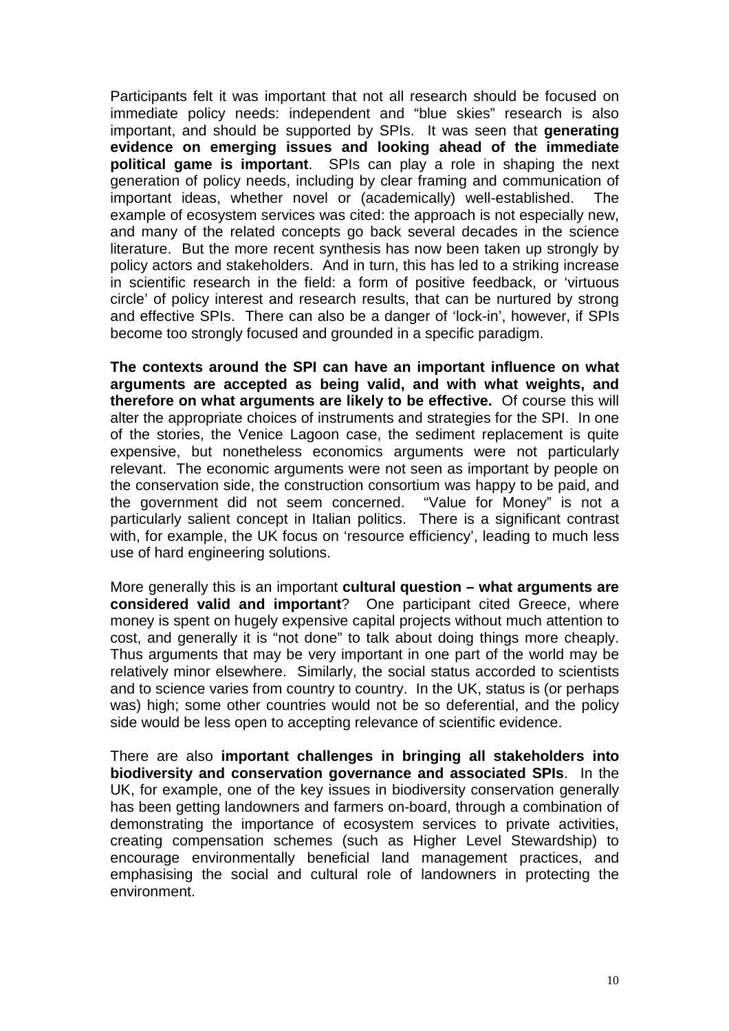Participants felt it was important that not all research should be focused on immediate policy needs: independent and "blue skies" research is also important, and should be supported by SPIs. It was seen that **generating evidence on emerging issues and looking ahead of the immediate political game is important**. SPIs can play a role in shaping the next generation of policy needs, including by clear framing and communication of important ideas, whether novel or (academically) well-established. The example of ecosystem services was cited: the approach is not especially new, and many of the related concepts go back several decades in the science literature. But the more recent synthesis has now been taken up strongly by policy actors and stakeholders. And in turn, this has led to a striking increase in scientific research in the field: a form of positive feedback, or 'virtuous circle' of policy interest and research results, that can be nurtured by strong and effective SPIs. There can also be a danger of 'lock-in', however, if SPIs become too strongly focused and grounded in a specific paradigm.

**The contexts around the SPI can have an important influence on what arguments are accepted as being valid, and with what weights, and therefore on what arguments are likely to be effective.** Of course this will alter the appropriate choices of instruments and strategies for the SPI. In one of the stories, the Venice Lagoon case, the sediment replacement is quite expensive, but nonetheless economics arguments were not particularly relevant. The economic arguments were not seen as important by people on the conservation side, the construction consortium was happy to be paid, and the government did not seem concerned. "Value for Money" is not a particularly salient concept in Italian politics. There is a significant contrast with, for example, the UK focus on 'resource efficiency', leading to much less use of hard engineering solutions.

More generally this is an important **cultural question – what arguments are considered valid and important**? One participant cited Greece, where money is spent on hugely expensive capital projects without much attention to cost, and generally it is "not done" to talk about doing things more cheaply. Thus arguments that may be very important in one part of the world may be relatively minor elsewhere. Similarly, the social status accorded to scientists and to science varies from country to country. In the UK, status is (or perhaps was) high; some other countries would not be so deferential, and the policy side would be less open to accepting relevance of scientific evidence.

There are also **important challenges in bringing all stakeholders into biodiversity and conservation governance and associated SPIs**. In the UK, for example, one of the key issues in biodiversity conservation generally has been getting landowners and farmers on-board, through a combination of demonstrating the importance of ecosystem services to private activities, creating compensation schemes (such as Higher Level Stewardship) to encourage environmentally beneficial land management practices, and emphasising the social and cultural role of landowners in protecting the environment.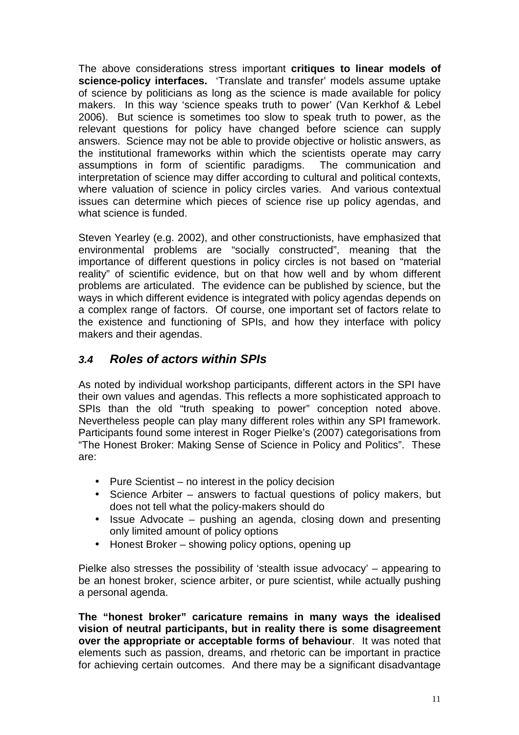The above considerations stress important **critiques to linear models of science-policy interfaces.** 'Translate and transfer' models assume uptake of science by politicians as long as the science is made available for policy makers. In this way 'science speaks truth to power' (Van Kerkhof & Lebel 2006). But science is sometimes too slow to speak truth to power, as the relevant questions for policy have changed before science can supply answers. Science may not be able to provide objective or holistic answers, as the institutional frameworks within which the scientists operate may carry assumptions in form of scientific paradigms. The communication and interpretation of science may differ according to cultural and political contexts, where valuation of science in policy circles varies. And various contextual issues can determine which pieces of science rise up policy agendas, and what science is funded.

Steven Yearley (e.g. 2002), and other constructionists, have emphasized that environmental problems are "socially constructed", meaning that the importance of different questions in policy circles is not based on "material reality" of scientific evidence, but on that how well and by whom different problems are articulated. The evidence can be published by science, but the ways in which different evidence is integrated with policy agendas depends on a complex range of factors. Of course, one important set of factors relate to the existence and functioning of SPIs, and how they interface with policy makers and their agendas.

### *3.4 Roles of actors within SPIs*

As noted by individual workshop participants, different actors in the SPI have their own values and agendas. This reflects a more sophisticated approach to SPIs than the old "truth speaking to power" conception noted above. Nevertheless people can play many different roles within any SPI framework. Participants found some interest in Roger Pielke's (2007) categorisations from "The Honest Broker: Making Sense of Science in Policy and Politics". These are:

- Pure Scientist – no interest in the policy decision
- Science Arbiter – answers to factual questions of policy makers, but does not tell what the policy-makers should do
- Issue Advocate – pushing an agenda, closing down and presenting only limited amount of policy options
- Honest Broker – showing policy options, opening up

Pielke also stresses the possibility of 'stealth issue advocacy' – appearing to be an honest broker, science arbiter, or pure scientist, while actually pushing a personal agenda.

**The "honest broker" caricature remains in many ways the idealised vision of neutral participants, but in reality there is some disagreement over the appropriate or acceptable forms of behaviour**. It was noted that elements such as passion, dreams, and rhetoric can be important in practice for achieving certain outcomes. And there may be a significant disadvantage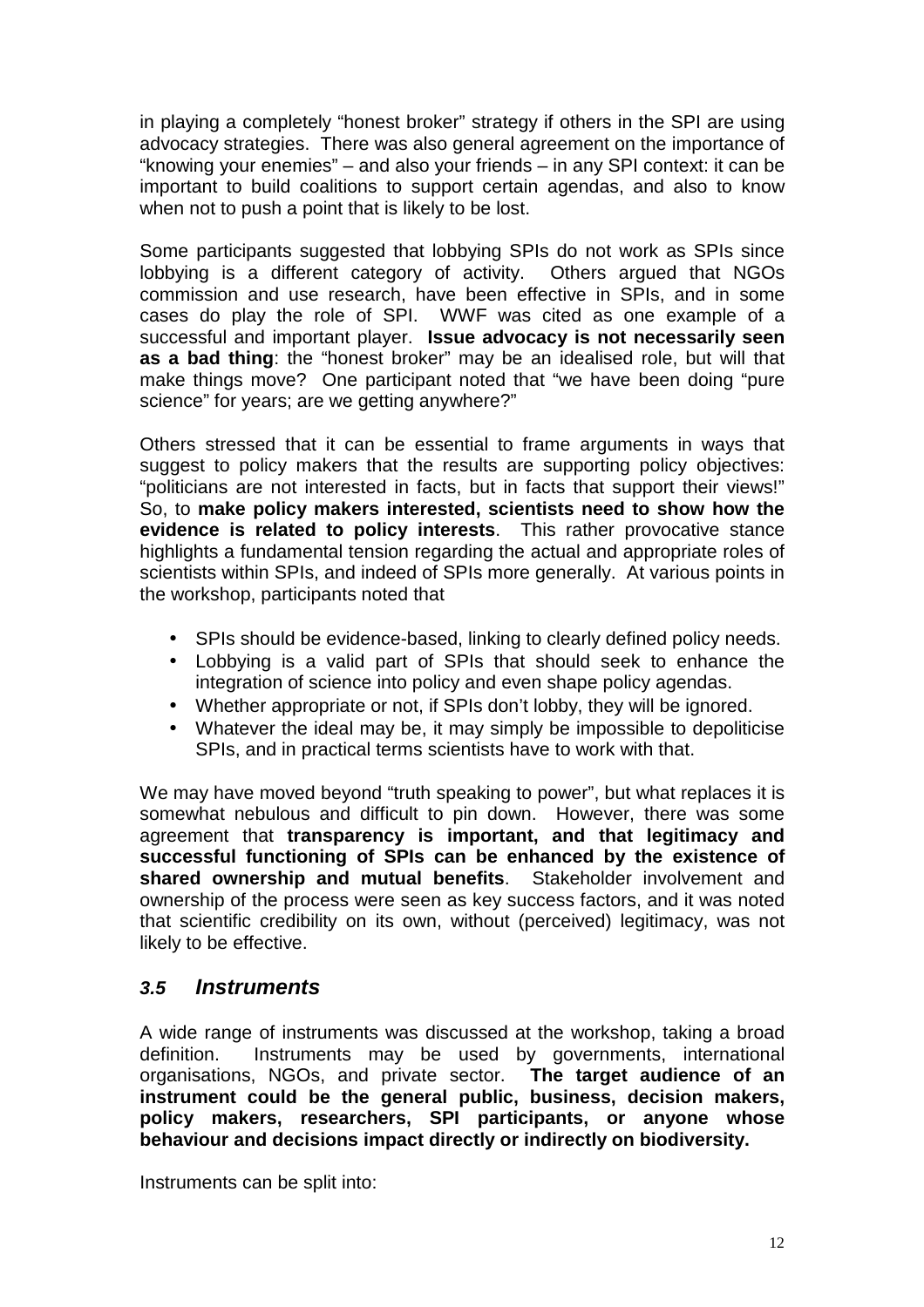in playing a completely "honest broker" strategy if others in the SPI are using advocacy strategies. There was also general agreement on the importance of "knowing your enemies" – and also your friends – in any SPI context: it can be important to build coalitions to support certain agendas, and also to know when not to push a point that is likely to be lost.

Some participants suggested that lobbying SPIs do not work as SPIs since lobbying is a different category of activity. Others argued that NGOs commission and use research, have been effective in SPIs, and in some cases do play the role of SPI. WWF was cited as one example of a successful and important player. **Issue advocacy is not necessarily seen as a bad thing**: the "honest broker" may be an idealised role, but will that make things move? One participant noted that "we have been doing "pure science" for years; are we getting anywhere?"

Others stressed that it can be essential to frame arguments in ways that suggest to policy makers that the results are supporting policy objectives: "politicians are not interested in facts, but in facts that support their views!" So, to **make policy makers interested, scientists need to show how the evidence is related to policy interests**. This rather provocative stance highlights a fundamental tension regarding the actual and appropriate roles of scientists within SPIs, and indeed of SPIs more generally. At various points in the workshop, participants noted that

- SPIs should be evidence-based, linking to clearly defined policy needs.
- Lobbying is a valid part of SPIs that should seek to enhance the integration of science into policy and even shape policy agendas.
- Whether appropriate or not, if SPIs don't lobby, they will be ignored.
- Whatever the ideal may be, it may simply be impossible to depoliticise SPIs, and in practical terms scientists have to work with that.

We may have moved beyond "truth speaking to power", but what replaces it is somewhat nebulous and difficult to pin down. However, there was some agreement that **transparency is important, and that legitimacy and successful functioning of SPIs can be enhanced by the existence of shared ownership and mutual benefits**. Stakeholder involvement and ownership of the process were seen as key success factors, and it was noted that scientific credibility on its own, without (perceived) legitimacy, was not likely to be effective.

### *3.5 Instruments*

A wide range of instruments was discussed at the workshop, taking a broad definition. Instruments may be used by governments, international organisations, NGOs, and private sector. **The target audience of an instrument could be the general public, business, decision makers, policy makers, researchers, SPI participants, or anyone whose behaviour and decisions impact directly or indirectly on biodiversity.**

Instruments can be split into: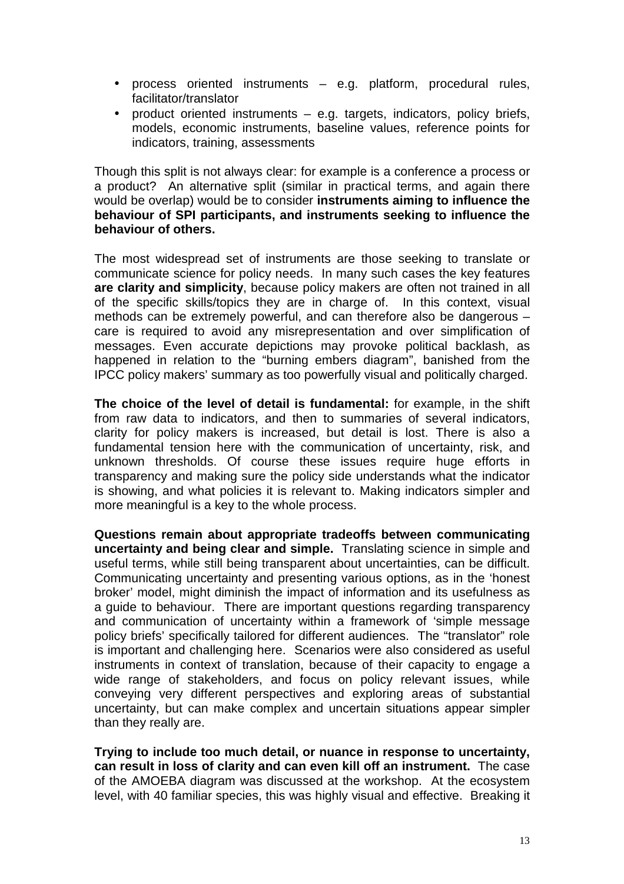- process oriented instruments – e.g. platform, procedural rules, facilitator/translator
- product oriented instruments – e.g. targets, indicators, policy briefs, models, economic instruments, baseline values, reference points for indicators, training, assessments

Though this split is not always clear: for example is a conference a process or a product? An alternative split (similar in practical terms, and again there would be overlap) would be to consider **instruments aiming to influence the behaviour of SPI participants, and instruments seeking to influence the behaviour of others.**

The most widespread set of instruments are those seeking to translate or communicate science for policy needs. In many such cases the key features **are clarity and simplicity**, because policy makers are often not trained in all of the specific skills/topics they are in charge of. In this context, visual methods can be extremely powerful, and can therefore also be dangerous – care is required to avoid any misrepresentation and over simplification of messages. Even accurate depictions may provoke political backlash, as happened in relation to the "burning embers diagram", banished from the IPCC policy makers' summary as too powerfully visual and politically charged.

**The choice of the level of detail is fundamental:** for example, in the shift from raw data to indicators, and then to summaries of several indicators, clarity for policy makers is increased, but detail is lost. There is also a fundamental tension here with the communication of uncertainty, risk, and unknown thresholds. Of course these issues require huge efforts in transparency and making sure the policy side understands what the indicator is showing, and what policies it is relevant to. Making indicators simpler and more meaningful is a key to the whole process.

**Questions remain about appropriate tradeoffs between communicating uncertainty and being clear and simple.** Translating science in simple and useful terms, while still being transparent about uncertainties, can be difficult. Communicating uncertainty and presenting various options, as in the 'honest broker' model, might diminish the impact of information and its usefulness as a guide to behaviour. There are important questions regarding transparency and communication of uncertainty within a framework of 'simple message policy briefs' specifically tailored for different audiences. The "translator" role is important and challenging here. Scenarios were also considered as useful instruments in context of translation, because of their capacity to engage a wide range of stakeholders, and focus on policy relevant issues, while conveying very different perspectives and exploring areas of substantial uncertainty, but can make complex and uncertain situations appear simpler than they really are.

**Trying to include too much detail, or nuance in response to uncertainty, can result in loss of clarity and can even kill off an instrument.** The case of the AMOEBA diagram was discussed at the workshop. At the ecosystem level, with 40 familiar species, this was highly visual and effective. Breaking it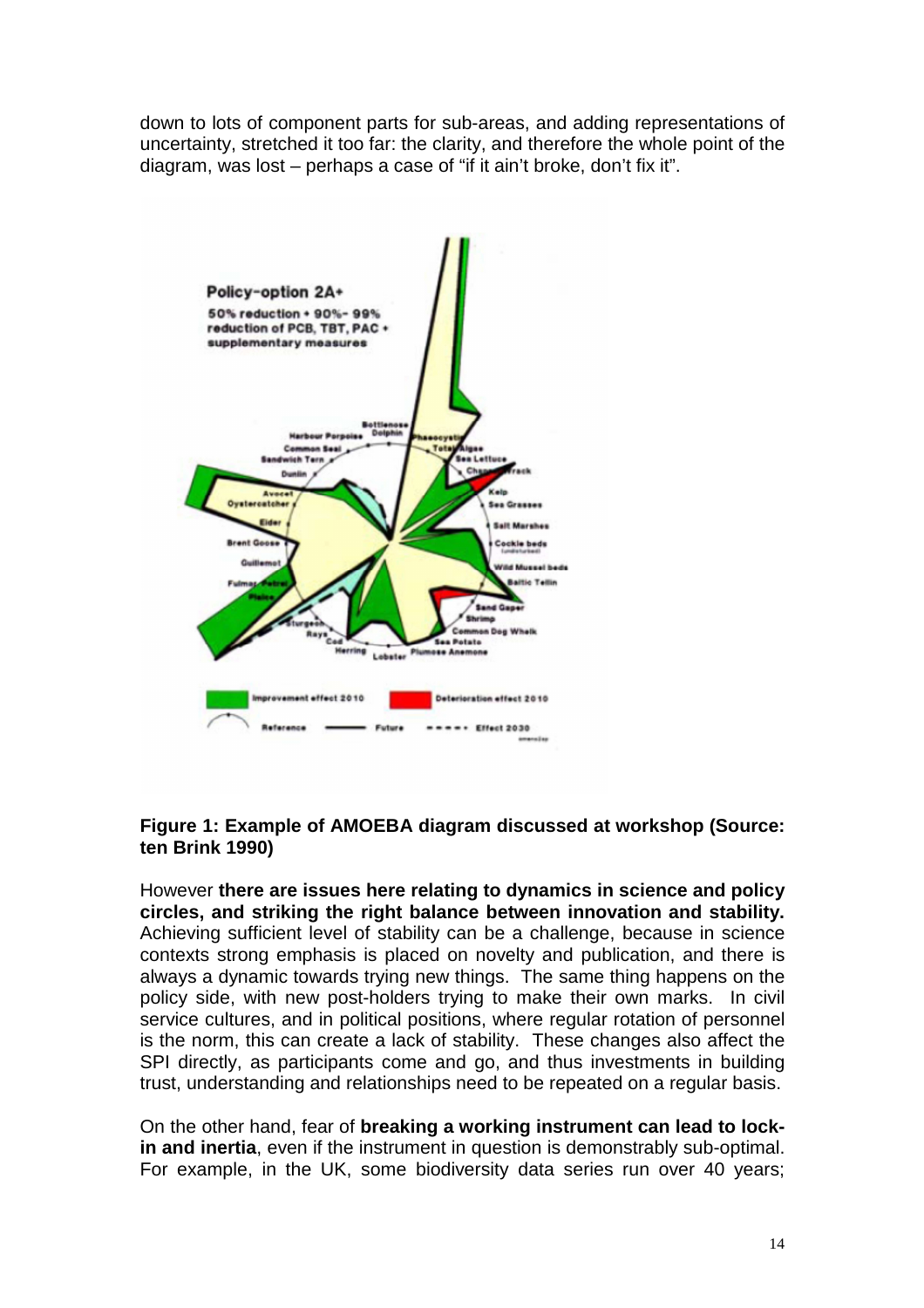down to lots of component parts for sub-areas, and adding representations of uncertainty, stretched it too far: the clarity, and therefore the whole point of the diagram, was lost – perhaps a case of "if it ain't broke, don't fix it".

**Figure 1: Example of AMOEBA diagram discussed at workshop (Source: ten Brink 1990)**

However **there are issues here relating to dynamics in science and policy circles, and striking the right balance between innovation and stability.** Achieving sufficient level of stability can be a challenge, because in science contexts strong emphasis is placed on novelty and publication, and there is always a dynamic towards trying new things. The same thing happens on the policy side, with new post-holders trying to make their own marks. In civil service cultures, and in political positions, where regular rotation of personnel is the norm, this can create a lack of stability. These changes also affect the SPI directly, as participants come and go, and thus investments in building trust, understanding and relationships need to be repeated on a regular basis.

On the other hand, fear of **breaking a working instrument can lead to lock-in and inertia**, even if the instrument in question is demonstrably sub-optimal. For example, in the UK, some biodiversity data series run over 40 years;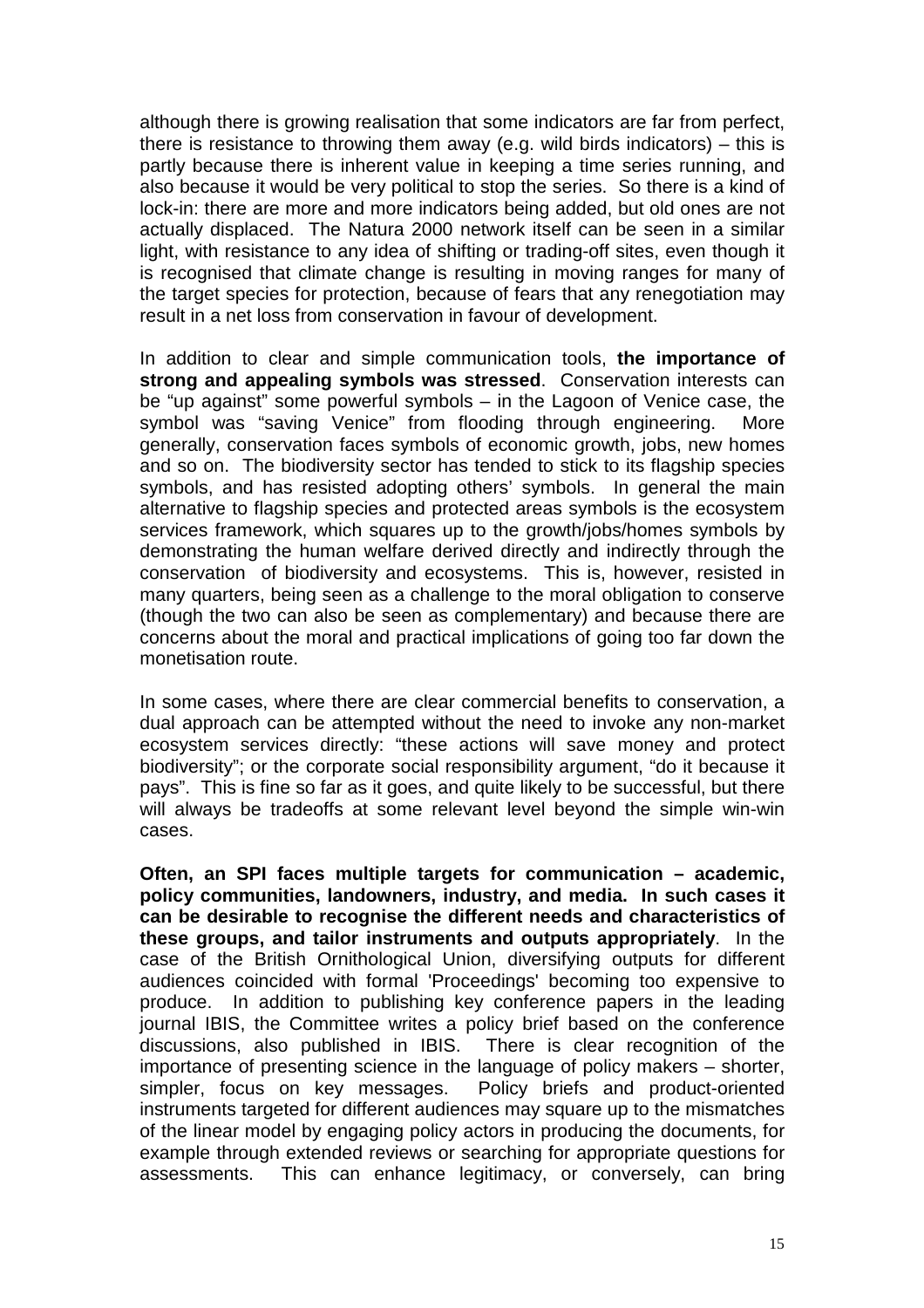although there is growing realisation that some indicators are far from perfect, there is resistance to throwing them away (e.g. wild birds indicators) – this is partly because there is inherent value in keeping a time series running, and also because it would be very political to stop the series. So there is a kind of lock-in: there are more and more indicators being added, but old ones are not actually displaced. The Natura 2000 network itself can be seen in a similar light, with resistance to any idea of shifting or trading-off sites, even though it is recognised that climate change is resulting in moving ranges for many of the target species for protection, because of fears that any renegotiation may result in a net loss from conservation in favour of development.

In addition to clear and simple communication tools, **the importance of strong and appealing symbols was stressed**. Conservation interests can be "up against" some powerful symbols – in the Lagoon of Venice case, the symbol was "saving Venice" from flooding through engineering. More generally, conservation faces symbols of economic growth, jobs, new homes and so on. The biodiversity sector has tended to stick to its flagship species symbols, and has resisted adopting others' symbols. In general the main alternative to flagship species and protected areas symbols is the ecosystem services framework, which squares up to the growth/jobs/homes symbols by demonstrating the human welfare derived directly and indirectly through the conservation of biodiversity and ecosystems. This is, however, resisted in many quarters, being seen as a challenge to the moral obligation to conserve (though the two can also be seen as complementary) and because there are concerns about the moral and practical implications of going too far down the monetisation route.

In some cases, where there are clear commercial benefits to conservation, a dual approach can be attempted without the need to invoke any non-market ecosystem services directly: "these actions will save money and protect biodiversity"; or the corporate social responsibility argument, "do it because it pays". This is fine so far as it goes, and quite likely to be successful, but there will always be tradeoffs at some relevant level beyond the simple win-win cases.

**Often, an SPI faces multiple targets for communication – academic, policy communities, landowners, industry, and media. In such cases it can be desirable to recognise the different needs and characteristics of these groups, and tailor instruments and outputs appropriately**. In the case of the British Ornithological Union, diversifying outputs for different audiences coincided with formal 'Proceedings' becoming too expensive to produce. In addition to publishing key conference papers in the leading journal IBIS, the Committee writes a policy brief based on the conference discussions, also published in IBIS. There is clear recognition of the importance of presenting science in the language of policy makers – shorter, simpler, focus on key messages. Policy briefs and product-oriented instruments targeted for different audiences may square up to the mismatches of the linear model by engaging policy actors in producing the documents, for example through extended reviews or searching for appropriate questions for assessments. This can enhance legitimacy, or conversely, can bring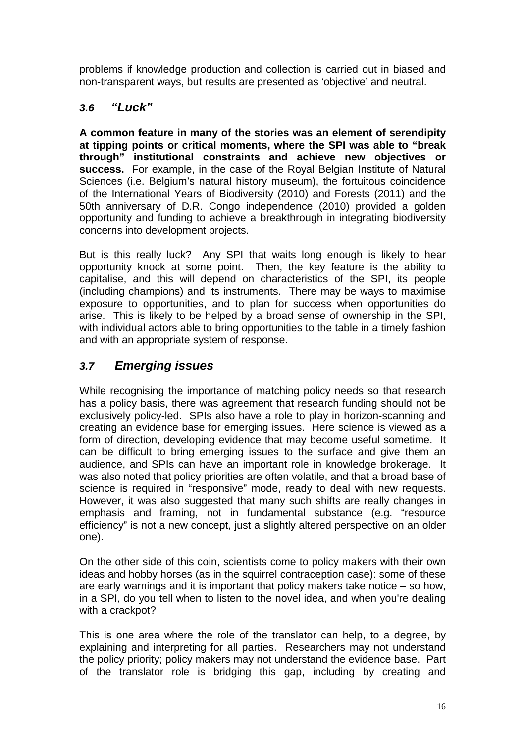problems if knowledge production and collection is carried out in biased and non-transparent ways, but results are presented as 'objective' and neutral.

### *3.6 "Luck"*

**A common feature in many of the stories was an element of serendipity at tipping points or critical moments, where the SPI was able to "break through" institutional constraints and achieve new objectives or success.** For example, in the case of the Royal Belgian Institute of Natural Sciences (i.e. Belgium's natural history museum), the fortuitous coincidence of the International Years of Biodiversity (2010) and Forests (2011) and the 50th anniversary of D.R. Congo independence (2010) provided a golden opportunity and funding to achieve a breakthrough in integrating biodiversity concerns into development projects.

But is this really luck? Any SPI that waits long enough is likely to hear opportunity knock at some point. Then, the key feature is the ability to capitalise, and this will depend on characteristics of the SPI, its people (including champions) and its instruments. There may be ways to maximise exposure to opportunities, and to plan for success when opportunities do arise. This is likely to be helped by a broad sense of ownership in the SPI, with individual actors able to bring opportunities to the table in a timely fashion and with an appropriate system of response.

### *3.7 Emerging issues*

While recognising the importance of matching policy needs so that research has a policy basis, there was agreement that research funding should not be exclusively policy-led. SPIs also have a role to play in horizon-scanning and creating an evidence base for emerging issues. Here science is viewed as a form of direction, developing evidence that may become useful sometime. It can be difficult to bring emerging issues to the surface and give them an audience, and SPIs can have an important role in knowledge brokerage. It was also noted that policy priorities are often volatile, and that a broad base of science is required in "responsive" mode, ready to deal with new requests. However, it was also suggested that many such shifts are really changes in emphasis and framing, not in fundamental substance (e.g. "resource efficiency" is not a new concept, just a slightly altered perspective on an older one).

On the other side of this coin, scientists come to policy makers with their own ideas and hobby horses (as in the squirrel contraception case): some of these are early warnings and it is important that policy makers take notice – so how, in a SPI, do you tell when to listen to the novel idea, and when you're dealing with a crackpot?

This is one area where the role of the translator can help, to a degree, by explaining and interpreting for all parties. Researchers may not understand the policy priority; policy makers may not understand the evidence base. Part of the translator role is bridging this gap, including by creating and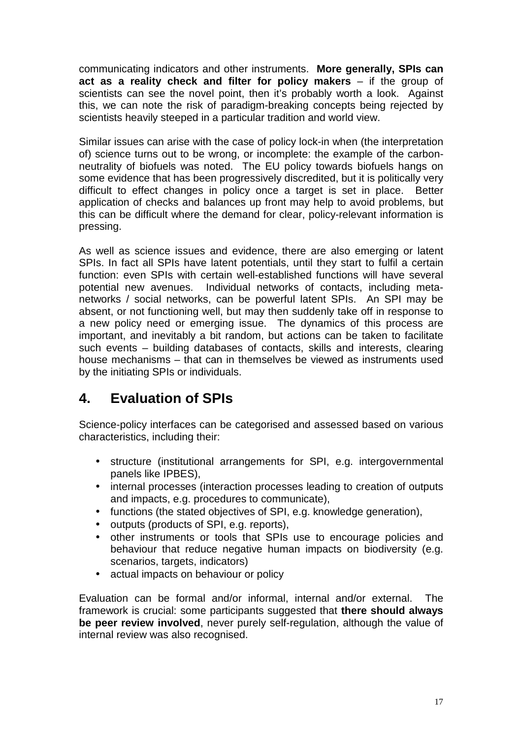communicating indicators and other instruments. **More generally, SPIs can act as a reality check and filter for policy makers** – if the group of scientists can see the novel point, then it's probably worth a look. Against this, we can note the risk of paradigm-breaking concepts being rejected by scientists heavily steeped in a particular tradition and world view.

Similar issues can arise with the case of policy lock-in when (the interpretation of) science turns out to be wrong, or incomplete: the example of the carbon-neutrality of biofuels was noted. The EU policy towards biofuels hangs on some evidence that has been progressively discredited, but it is politically very difficult to effect changes in policy once a target is set in place. Better application of checks and balances up front may help to avoid problems, but this can be difficult where the demand for clear, policy-relevant information is pressing.

As well as science issues and evidence, there are also emerging or latent SPIs. In fact all SPIs have latent potentials, until they start to fulfil a certain function: even SPIs with certain well-established functions will have several potential new avenues. Individual networks of contacts, including meta-networks / social networks, can be powerful latent SPIs. An SPI may be absent, or not functioning well, but may then suddenly take off in response to a new policy need or emerging issue. The dynamics of this process are important, and inevitably a bit random, but actions can be taken to facilitate such events – building databases of contacts, skills and interests, clearing house mechanisms – that can in themselves be viewed as instruments used by the initiating SPIs or individuals.

# 4. Evaluation of SPIs

Science-policy interfaces can be categorised and assessed based on various characteristics, including their:

- structure (institutional arrangements for SPI, e.g. intergovernmental panels like IPBES),
- internal processes (interaction processes leading to creation of outputs and impacts, e.g. procedures to communicate),
- functions (the stated objectives of SPI, e.g. knowledge generation),
- outputs (products of SPI, e.g. reports),
- other instruments or tools that SPIs use to encourage policies and behaviour that reduce negative human impacts on biodiversity (e.g. scenarios, targets, indicators)
- actual impacts on behaviour or policy

Evaluation can be formal and/or informal, internal and/or external. The framework is crucial: some participants suggested that **there should always be peer review involved**, never purely self-regulation, although the value of internal review was also recognised.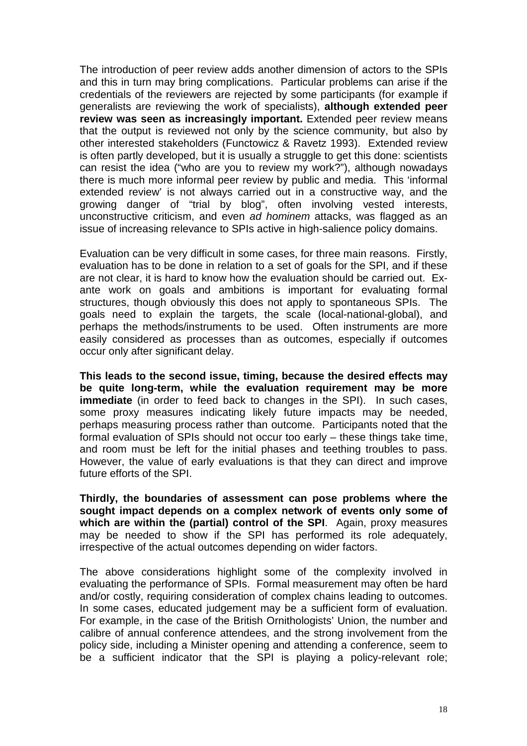The introduction of peer review adds another dimension of actors to the SPIs and this in turn may bring complications. Particular problems can arise if the credentials of the reviewers are rejected by some participants (for example if generalists are reviewing the work of specialists), **although extended peer review was seen as increasingly important.** Extended peer review means that the output is reviewed not only by the science community, but also by other interested stakeholders (Functowicz & Ravetz 1993). Extended review is often partly developed, but it is usually a struggle to get this done: scientists can resist the idea ("who are you to review my work?"), although nowadays there is much more informal peer review by public and media. This 'informal extended review' is not always carried out in a constructive way, and the growing danger of "trial by blog", often involving vested interests, unconstructive criticism, and even *ad hominem* attacks, was flagged as an issue of increasing relevance to SPIs active in high-salience policy domains.

Evaluation can be very difficult in some cases, for three main reasons. Firstly, evaluation has to be done in relation to a set of goals for the SPI, and if these are not clear, it is hard to know how the evaluation should be carried out. Ex-ante work on goals and ambitions is important for evaluating formal structures, though obviously this does not apply to spontaneous SPIs. The goals need to explain the targets, the scale (local-national-global), and perhaps the methods/instruments to be used. Often instruments are more easily considered as processes than as outcomes, especially if outcomes occur only after significant delay.

**This leads to the second issue, timing, because the desired effects may be quite long-term, while the evaluation requirement may be more immediate** (in order to feed back to changes in the SPI). In such cases, some proxy measures indicating likely future impacts may be needed, perhaps measuring process rather than outcome. Participants noted that the formal evaluation of SPIs should not occur too early – these things take time, and room must be left for the initial phases and teething troubles to pass. However, the value of early evaluations is that they can direct and improve future efforts of the SPI.

**Thirdly, the boundaries of assessment can pose problems where the sought impact depends on a complex network of events only some of which are within the (partial) control of the SPI**. Again, proxy measures may be needed to show if the SPI has performed its role adequately, irrespective of the actual outcomes depending on wider factors.

The above considerations highlight some of the complexity involved in evaluating the performance of SPIs. Formal measurement may often be hard and/or costly, requiring consideration of complex chains leading to outcomes. In some cases, educated judgement may be a sufficient form of evaluation. For example, in the case of the British Ornithologists' Union, the number and calibre of annual conference attendees, and the strong involvement from the policy side, including a Minister opening and attending a conference, seem to be a sufficient indicator that the SPI is playing a policy-relevant role;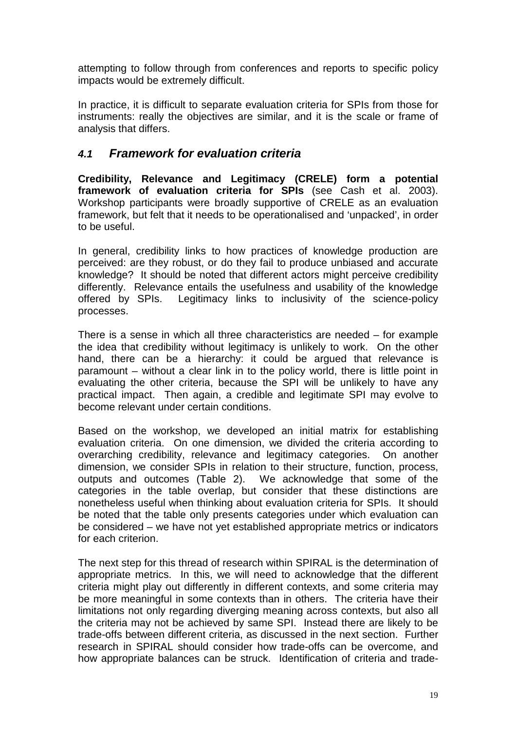attempting to follow through from conferences and reports to specific policy impacts would be extremely difficult.

In practice, it is difficult to separate evaluation criteria for SPIs from those for instruments: really the objectives are similar, and it is the scale or frame of analysis that differs.

## *4.1 Framework for evaluation criteria*

**Credibility, Relevance and Legitimacy (CRELE) form a potential framework of evaluation criteria for SPIs** (see Cash et al. 2003). Workshop participants were broadly supportive of CRELE as an evaluation framework, but felt that it needs to be operationalised and 'unpacked', in order to be useful.

In general, credibility links to how practices of knowledge production are perceived: are they robust, or do they fail to produce unbiased and accurate knowledge? It should be noted that different actors might perceive credibility differently. Relevance entails the usefulness and usability of the knowledge offered by SPIs. Legitimacy links to inclusivity of the science-policy processes.

There is a sense in which all three characteristics are needed – for example the idea that credibility without legitimacy is unlikely to work. On the other hand, there can be a hierarchy: it could be argued that relevance is paramount – without a clear link in to the policy world, there is little point in evaluating the other criteria, because the SPI will be unlikely to have any practical impact. Then again, a credible and legitimate SPI may evolve to become relevant under certain conditions.

Based on the workshop, we developed an initial matrix for establishing evaluation criteria. On one dimension, we divided the criteria according to overarching credibility, relevance and legitimacy categories. On another dimension, we consider SPIs in relation to their structure, function, process, outputs and outcomes (Table 2). We acknowledge that some of the categories in the table overlap, but consider that these distinctions are nonetheless useful when thinking about evaluation criteria for SPIs. It should be noted that the table only presents categories under which evaluation can be considered – we have not yet established appropriate metrics or indicators for each criterion.

The next step for this thread of research within SPIRAL is the determination of appropriate metrics. In this, we will need to acknowledge that the different criteria might play out differently in different contexts, and some criteria may be more meaningful in some contexts than in others. The criteria have their limitations not only regarding diverging meaning across contexts, but also all the criteria may not be achieved by same SPI. Instead there are likely to be trade-offs between different criteria, as discussed in the next section. Further research in SPIRAL should consider how trade-offs can be overcome, and how appropriate balances can be struck. Identification of criteria and trade-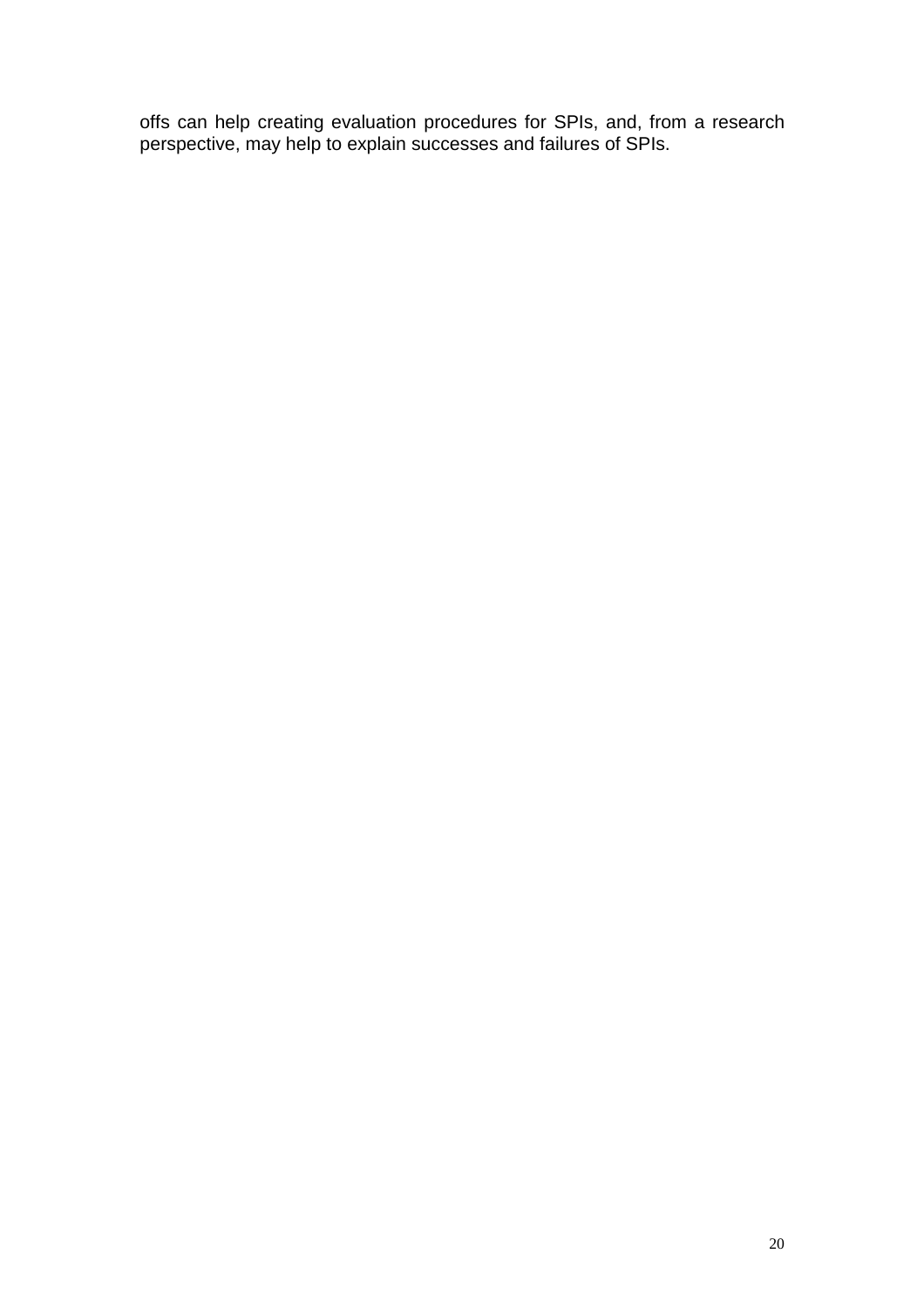offs can help creating evaluation procedures for SPIs, and, from a research perspective, may help to explain successes and failures of SPIs.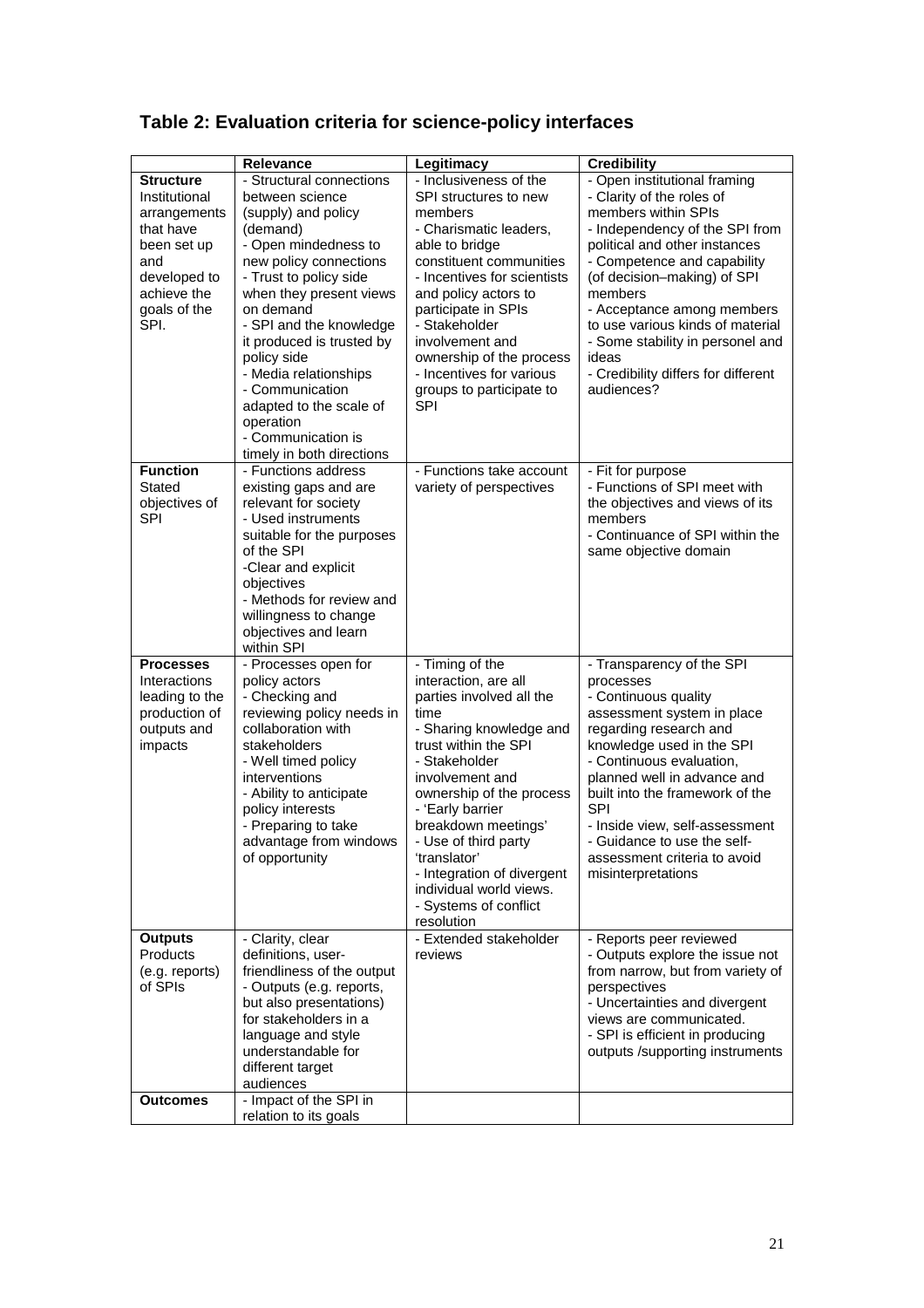## Table 2: Evaluation criteria for science-policy interfaces

| | Relevance | Legitimacy | Credibility |
|---|---|---|---|
| **Structure** Institutional arrangements that have been set up and developed to achieve the goals of the SPI. | - Structural connections between science (supply) and policy (demand)<br>- Open mindedness to new policy connections<br>- Trust to policy side when they present views on demand<br>- SPI and the knowledge it produced is trusted by policy side<br>- Media relationships<br>- Communication adapted to the scale of operation<br>- Communication is timely in both directions | - Inclusiveness of the SPI structures to new members<br>- Charismatic leaders, able to bridge constituent communities<br>- Incentives for scientists and policy actors to participate in SPIs<br>- Stakeholder involvement and ownership of the process<br>- Incentives for various groups to participate to SPI | - Open institutional framing<br>- Clarity of the roles of members within SPIs<br>- Independency of the SPI from political and other instances<br>- Competence and capability (of decision–making) of SPI members<br>- Acceptance among members to use various kinds of material<br>- Some stability in personel and ideas<br>- Credibility differs for different audiences? |
| **Function** Stated objectives of SPI | - Functions address existing gaps and are relevant for society<br>- Used instruments suitable for the purposes of the SPI<br>-Clear and explicit objectives<br>- Methods for review and willingness to change objectives and learn within SPI | - Functions take account variety of perspectives | - Fit for purpose<br>- Functions of SPI meet with the objectives and views of its members<br>- Continuance of SPI within the same objective domain |
| **Processes** Interactions leading to the production of outputs and impacts | - Processes open for policy actors<br>- Checking and reviewing policy needs in collaboration with stakeholders<br>- Well timed policy interventions<br>- Ability to anticipate policy interests<br>- Preparing to take advantage from windows of opportunity | - Timing of the interaction, are all parties involved all the time<br>- Sharing knowledge and trust within the SPI<br>- Stakeholder involvement and ownership of the process<br>- 'Early barrier breakdown meetings'<br>- Use of third party 'translator'<br>- Integration of divergent individual world views.<br>- Systems of conflict resolution | - Transparency of the SPI processes<br>- Continuous quality assessment system in place regarding research and knowledge used in the SPI<br>- Continuous evaluation, planned well in advance and built into the framework of the SPI<br>- Inside view, self-assessment<br>- Guidance to use the self-assessment criteria to avoid misinterpretations |
| **Outputs** Products (e.g. reports) of SPIs | - Clarity, clear definitions, user-friendliness of the output<br>- Outputs (e.g. reports, but also presentations) for stakeholders in a language and style understandable for different target audiences | - Extended stakeholder reviews | - Reports peer reviewed<br>- Outputs explore the issue not from narrow, but from variety of perspectives<br>- Uncertainties and divergent views are communicated.<br>- SPI is efficient in producing outputs /supporting instruments |
| **Outcomes** | - Impact of the SPI in relation to its goals | | |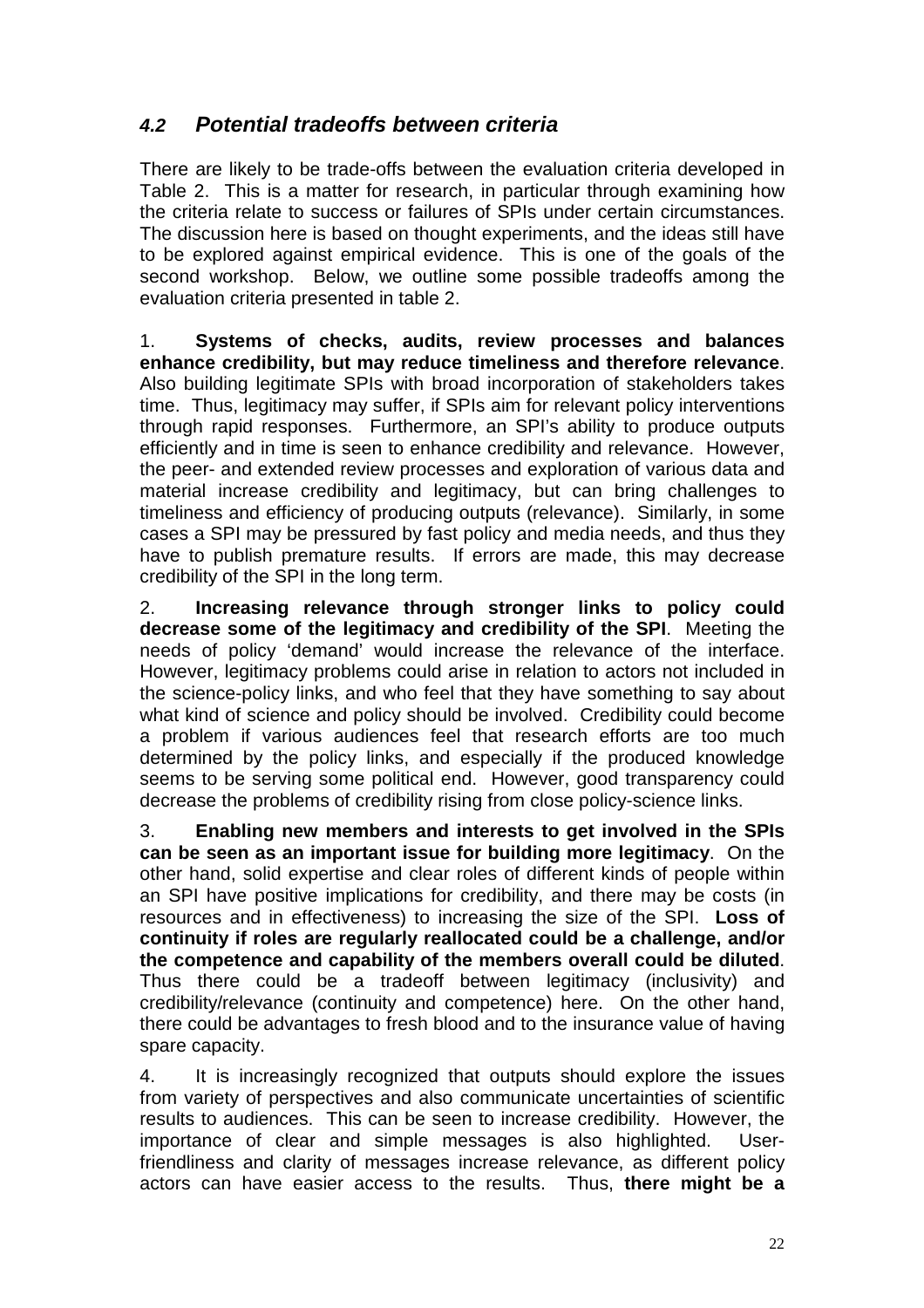## *4.2 Potential tradeoffs between criteria*

There are likely to be trade-offs between the evaluation criteria developed in Table 2. This is a matter for research, in particular through examining how the criteria relate to success or failures of SPIs under certain circumstances. The discussion here is based on thought experiments, and the ideas still have to be explored against empirical evidence. This is one of the goals of the second workshop. Below, we outline some possible tradeoffs among the evaluation criteria presented in table 2.

1. **Systems of checks, audits, review processes and balances enhance credibility, but may reduce timeliness and therefore relevance**. Also building legitimate SPIs with broad incorporation of stakeholders takes time. Thus, legitimacy may suffer, if SPIs aim for relevant policy interventions through rapid responses. Furthermore, an SPI's ability to produce outputs efficiently and in time is seen to enhance credibility and relevance. However, the peer- and extended review processes and exploration of various data and material increase credibility and legitimacy, but can bring challenges to timeliness and efficiency of producing outputs (relevance). Similarly, in some cases a SPI may be pressured by fast policy and media needs, and thus they have to publish premature results. If errors are made, this may decrease credibility of the SPI in the long term.

2. **Increasing relevance through stronger links to policy could decrease some of the legitimacy and credibility of the SPI**. Meeting the needs of policy 'demand' would increase the relevance of the interface. However, legitimacy problems could arise in relation to actors not included in the science-policy links, and who feel that they have something to say about what kind of science and policy should be involved. Credibility could become a problem if various audiences feel that research efforts are too much determined by the policy links, and especially if the produced knowledge seems to be serving some political end. However, good transparency could decrease the problems of credibility rising from close policy-science links.

3. **Enabling new members and interests to get involved in the SPIs can be seen as an important issue for building more legitimacy**. On the other hand, solid expertise and clear roles of different kinds of people within an SPI have positive implications for credibility, and there may be costs (in resources and in effectiveness) to increasing the size of the SPI. **Loss of continuity if roles are regularly reallocated could be a challenge, and/or the competence and capability of the members overall could be diluted**. Thus there could be a tradeoff between legitimacy (inclusivity) and credibility/relevance (continuity and competence) here. On the other hand, there could be advantages to fresh blood and to the insurance value of having spare capacity.

4. It is increasingly recognized that outputs should explore the issues from variety of perspectives and also communicate uncertainties of scientific results to audiences. This can be seen to increase credibility. However, the importance of clear and simple messages is also highlighted. User-friendliness and clarity of messages increase relevance, as different policy actors can have easier access to the results. Thus, **there might be a**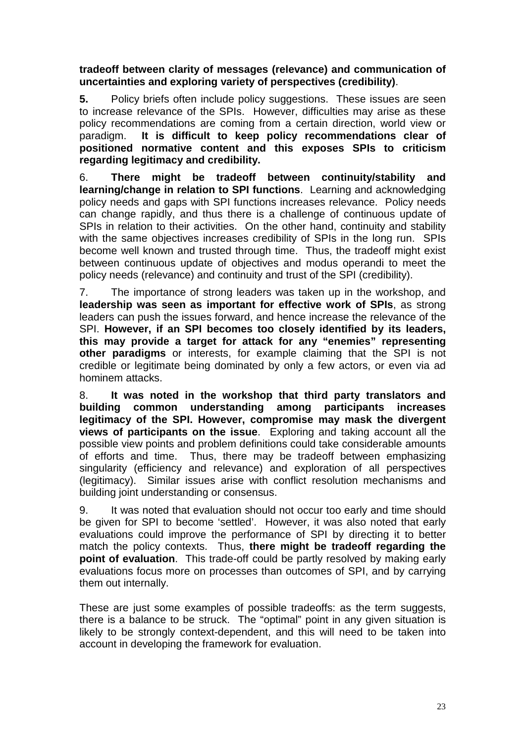**tradeoff between clarity of messages (relevance) and communication of uncertainties and exploring variety of perspectives (credibility)**.

**5.** Policy briefs often include policy suggestions. These issues are seen to increase relevance of the SPIs. However, difficulties may arise as these policy recommendations are coming from a certain direction, world view or paradigm. **It is difficult to keep policy recommendations clear of positioned normative content and this exposes SPIs to criticism regarding legitimacy and credibility.**

6. **There might be tradeoff between continuity/stability and learning/change in relation to SPI functions**. Learning and acknowledging policy needs and gaps with SPI functions increases relevance. Policy needs can change rapidly, and thus there is a challenge of continuous update of SPIs in relation to their activities. On the other hand, continuity and stability with the same objectives increases credibility of SPIs in the long run. SPIs become well known and trusted through time. Thus, the tradeoff might exist between continuous update of objectives and modus operandi to meet the policy needs (relevance) and continuity and trust of the SPI (credibility).

7. The importance of strong leaders was taken up in the workshop, and **leadership was seen as important for effective work of SPIs**, as strong leaders can push the issues forward, and hence increase the relevance of the SPI. **However, if an SPI becomes too closely identified by its leaders, this may provide a target for attack for any "enemies" representing other paradigms** or interests, for example claiming that the SPI is not credible or legitimate being dominated by only a few actors, or even via ad hominem attacks.

8. **It was noted in the workshop that third party translators and building common understanding among participants increases legitimacy of the SPI. However, compromise may mask the divergent views of participants on the issue**. Exploring and taking account all the possible view points and problem definitions could take considerable amounts of efforts and time. Thus, there may be tradeoff between emphasizing singularity (efficiency and relevance) and exploration of all perspectives (legitimacy). Similar issues arise with conflict resolution mechanisms and building joint understanding or consensus.

9. It was noted that evaluation should not occur too early and time should be given for SPI to become 'settled'. However, it was also noted that early evaluations could improve the performance of SPI by directing it to better match the policy contexts. Thus, **there might be tradeoff regarding the point of evaluation**. This trade-off could be partly resolved by making early evaluations focus more on processes than outcomes of SPI, and by carrying them out internally.

These are just some examples of possible tradeoffs: as the term suggests, there is a balance to be struck. The "optimal" point in any given situation is likely to be strongly context-dependent, and this will need to be taken into account in developing the framework for evaluation.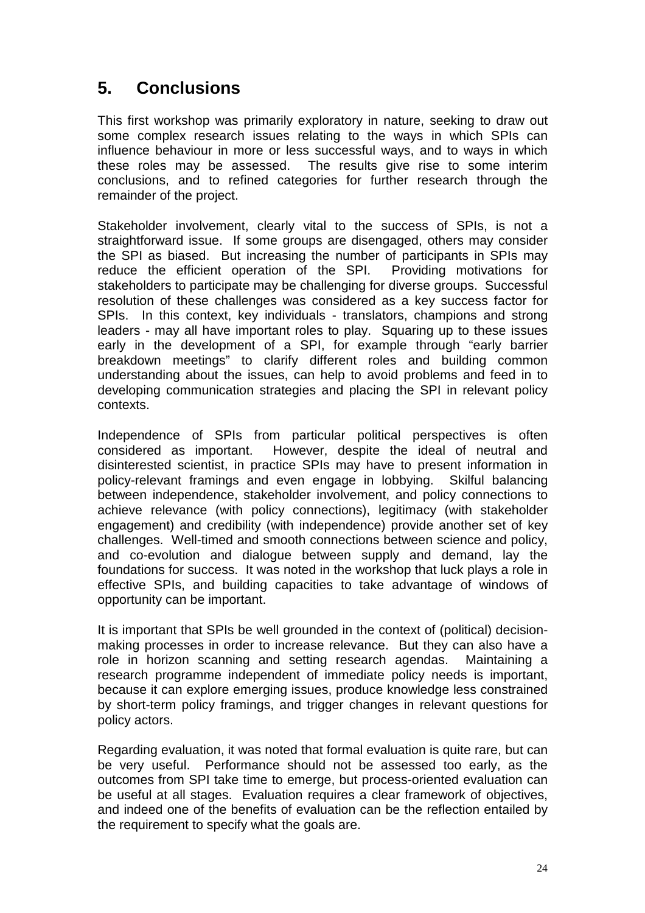## 5. Conclusions

This first workshop was primarily exploratory in nature, seeking to draw out some complex research issues relating to the ways in which SPIs can influence behaviour in more or less successful ways, and to ways in which these roles may be assessed. The results give rise to some interim conclusions, and to refined categories for further research through the remainder of the project.

Stakeholder involvement, clearly vital to the success of SPIs, is not a straightforward issue. If some groups are disengaged, others may consider the SPI as biased. But increasing the number of participants in SPIs may reduce the efficient operation of the SPI. Providing motivations for stakeholders to participate may be challenging for diverse groups. Successful resolution of these challenges was considered as a key success factor for SPIs. In this context, key individuals - translators, champions and strong leaders - may all have important roles to play. Squaring up to these issues early in the development of a SPI, for example through "early barrier breakdown meetings" to clarify different roles and building common understanding about the issues, can help to avoid problems and feed in to developing communication strategies and placing the SPI in relevant policy contexts.

Independence of SPIs from particular political perspectives is often considered as important. However, despite the ideal of neutral and disinterested scientist, in practice SPIs may have to present information in policy-relevant framings and even engage in lobbying. Skilful balancing between independence, stakeholder involvement, and policy connections to achieve relevance (with policy connections), legitimacy (with stakeholder engagement) and credibility (with independence) provide another set of key challenges. Well-timed and smooth connections between science and policy, and co-evolution and dialogue between supply and demand, lay the foundations for success. It was noted in the workshop that luck plays a role in effective SPIs, and building capacities to take advantage of windows of opportunity can be important.

It is important that SPIs be well grounded in the context of (political) decision-making processes in order to increase relevance. But they can also have a role in horizon scanning and setting research agendas. Maintaining a research programme independent of immediate policy needs is important, because it can explore emerging issues, produce knowledge less constrained by short-term policy framings, and trigger changes in relevant questions for policy actors.

Regarding evaluation, it was noted that formal evaluation is quite rare, but can be very useful. Performance should not be assessed too early, as the outcomes from SPI take time to emerge, but process-oriented evaluation can be useful at all stages. Evaluation requires a clear framework of objectives, and indeed one of the benefits of evaluation can be the reflection entailed by the requirement to specify what the goals are.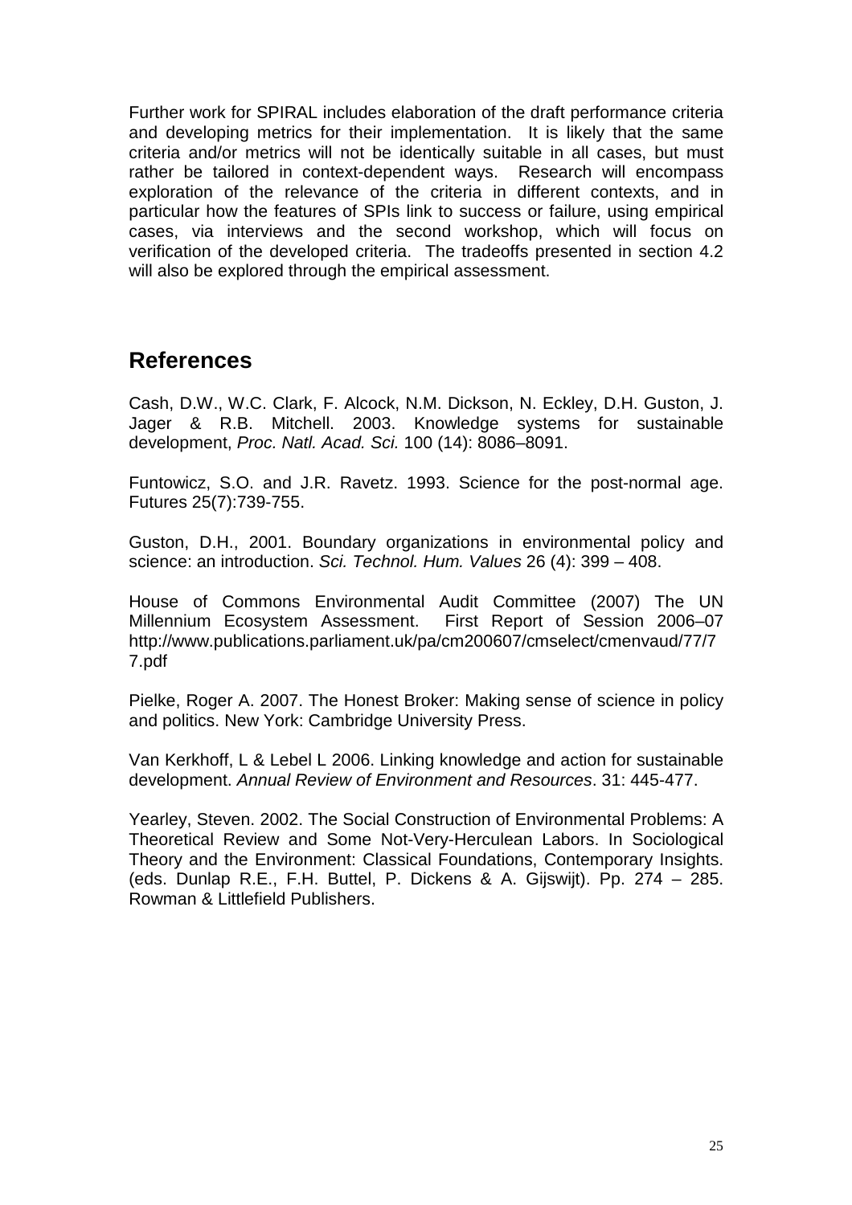Further work for SPIRAL includes elaboration of the draft performance criteria and developing metrics for their implementation. It is likely that the same criteria and/or metrics will not be identically suitable in all cases, but must rather be tailored in context-dependent ways. Research will encompass exploration of the relevance of the criteria in different contexts, and in particular how the features of SPIs link to success or failure, using empirical cases, via interviews and the second workshop, which will focus on verification of the developed criteria. The tradeoffs presented in section 4.2 will also be explored through the empirical assessment.

## References

Cash, D.W., W.C. Clark, F. Alcock, N.M. Dickson, N. Eckley, D.H. Guston, J. Jager & R.B. Mitchell. 2003. Knowledge systems for sustainable development, *Proc. Natl. Acad. Sci.* 100 (14): 8086–8091.

Funtowicz, S.O. and J.R. Ravetz. 1993. Science for the post-normal age. Futures 25(7):739-755.

Guston, D.H., 2001. Boundary organizations in environmental policy and science: an introduction. *Sci. Technol. Hum. Values* 26 (4): 399 – 408.

House of Commons Environmental Audit Committee (2007) The UN Millennium Ecosystem Assessment. First Report of Session 2006–07 http://www.publications.parliament.uk/pa/cm200607/cmselect/cmenvaud/77/77.pdf

Pielke, Roger A. 2007. The Honest Broker: Making sense of science in policy and politics. New York: Cambridge University Press.

Van Kerkhoff, L & Lebel L 2006. Linking knowledge and action for sustainable development. *Annual Review of Environment and Resources*. 31: 445-477.

Yearley, Steven. 2002. The Social Construction of Environmental Problems: A Theoretical Review and Some Not-Very-Herculean Labors. In Sociological Theory and the Environment: Classical Foundations, Contemporary Insights. (eds. Dunlap R.E., F.H. Buttel, P. Dickens & A. Gijswijt). Pp. 274 – 285. Rowman & Littlefield Publishers.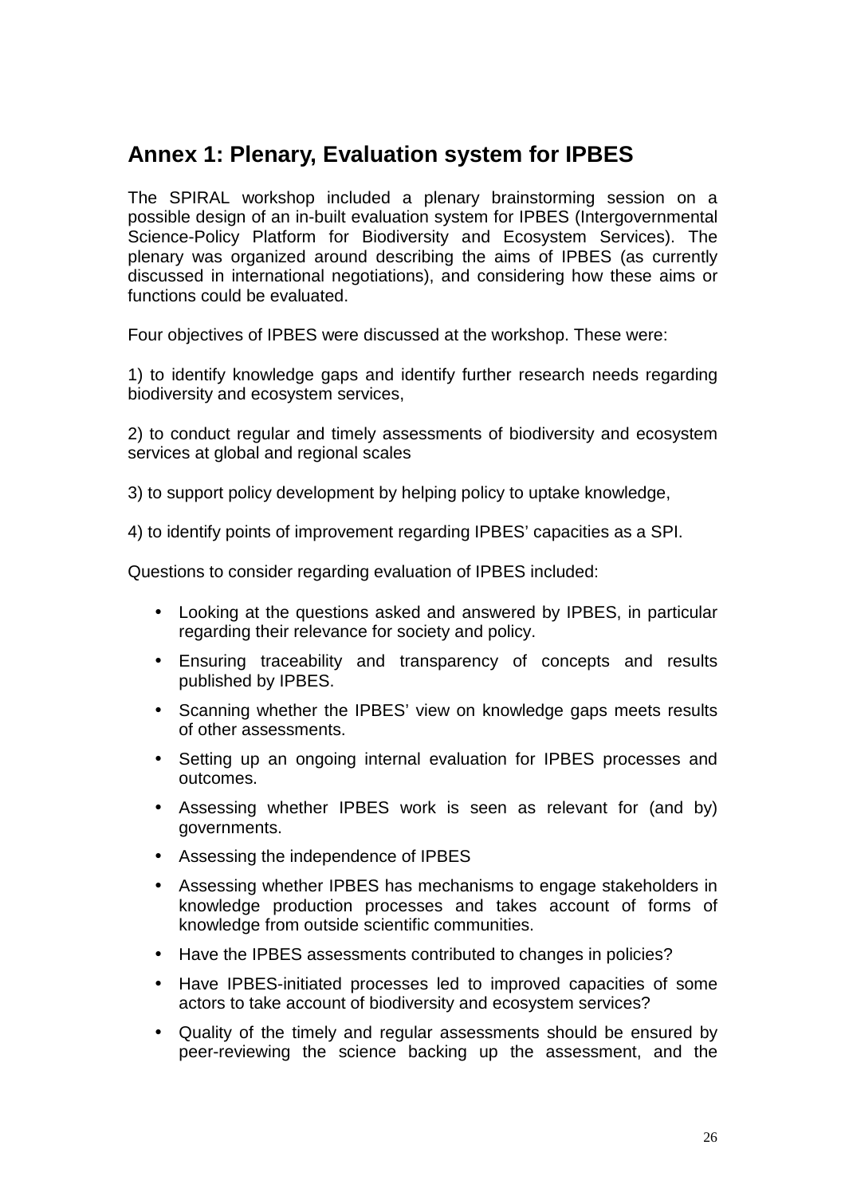## Annex 1: Plenary, Evaluation system for IPBES

The SPIRAL workshop included a plenary brainstorming session on a possible design of an in-built evaluation system for IPBES (Intergovernmental Science-Policy Platform for Biodiversity and Ecosystem Services). The plenary was organized around describing the aims of IPBES (as currently discussed in international negotiations), and considering how these aims or functions could be evaluated.

Four objectives of IPBES were discussed at the workshop. These were:

1) to identify knowledge gaps and identify further research needs regarding biodiversity and ecosystem services,

2) to conduct regular and timely assessments of biodiversity and ecosystem services at global and regional scales

3) to support policy development by helping policy to uptake knowledge,

4) to identify points of improvement regarding IPBES' capacities as a SPI.

Questions to consider regarding evaluation of IPBES included:

- Looking at the questions asked and answered by IPBES, in particular regarding their relevance for society and policy.
- Ensuring traceability and transparency of concepts and results published by IPBES.
- Scanning whether the IPBES' view on knowledge gaps meets results of other assessments.
- Setting up an ongoing internal evaluation for IPBES processes and outcomes.
- Assessing whether IPBES work is seen as relevant for (and by) governments.
- Assessing the independence of IPBES
- Assessing whether IPBES has mechanisms to engage stakeholders in knowledge production processes and takes account of forms of knowledge from outside scientific communities.
- Have the IPBES assessments contributed to changes in policies?
- Have IPBES-initiated processes led to improved capacities of some actors to take account of biodiversity and ecosystem services?
- Quality of the timely and regular assessments should be ensured by peer-reviewing the science backing up the assessment, and the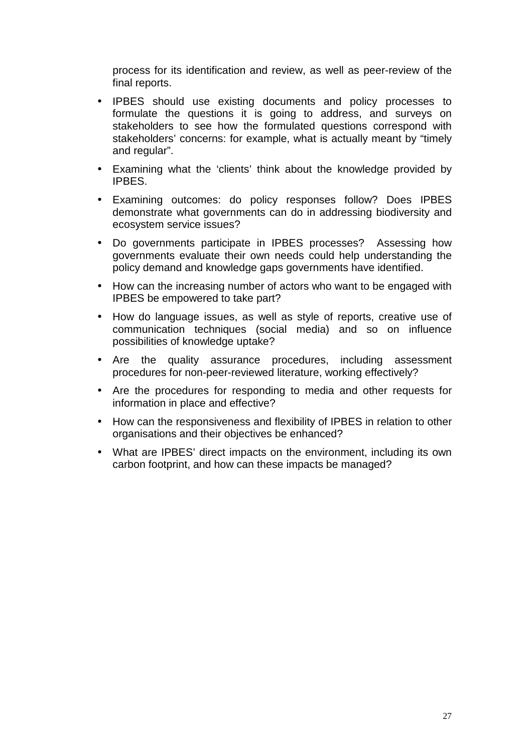process for its identification and review, as well as peer-review of the final reports.

- IPBES should use existing documents and policy processes to formulate the questions it is going to address, and surveys on stakeholders to see how the formulated questions correspond with stakeholders' concerns: for example, what is actually meant by "timely and regular".
- Examining what the 'clients' think about the knowledge provided by IPBES.
- Examining outcomes: do policy responses follow? Does IPBES demonstrate what governments can do in addressing biodiversity and ecosystem service issues?
- Do governments participate in IPBES processes? Assessing how governments evaluate their own needs could help understanding the policy demand and knowledge gaps governments have identified.
- How can the increasing number of actors who want to be engaged with IPBES be empowered to take part?
- How do language issues, as well as style of reports, creative use of communication techniques (social media) and so on influence possibilities of knowledge uptake?
- Are the quality assurance procedures, including assessment procedures for non-peer-reviewed literature, working effectively?
- Are the procedures for responding to media and other requests for information in place and effective?
- How can the responsiveness and flexibility of IPBES in relation to other organisations and their objectives be enhanced?
- What are IPBES' direct impacts on the environment, including its own carbon footprint, and how can these impacts be managed?